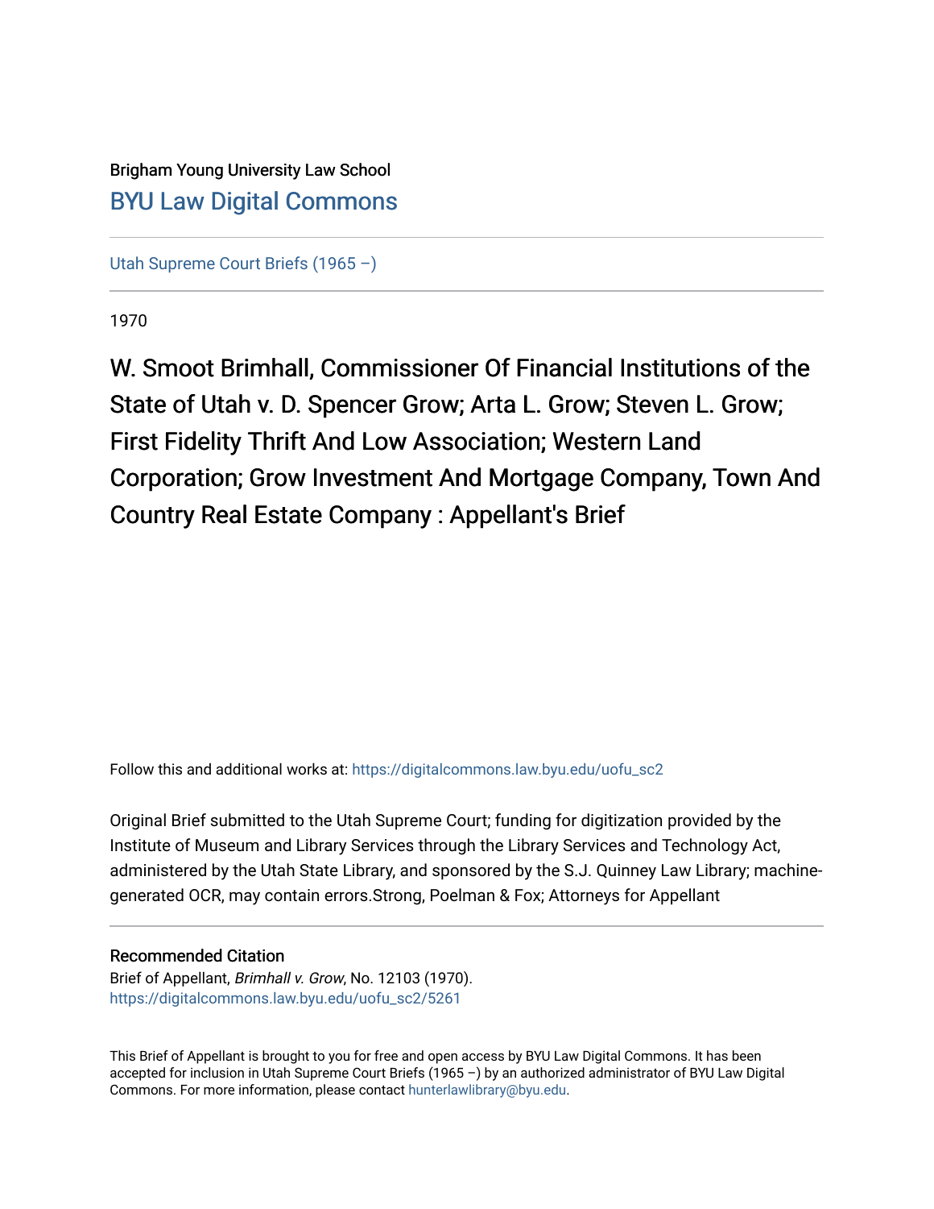Brigham Young University Law School

[BYU Law Digital Commons](https://digitalcommons.law.byu.edu)

[Utah Supreme Court Briefs (1965 –)](https://digitalcommons.law.byu.edu/uofu_sc2)

1970

# W. Smoot Brimhall, Commissioner Of Financial Institutions of the State of Utah v. D. Spencer Grow; Arta L. Grow; Steven L. Grow; First Fidelity Thrift And Low Association; Western Land Corporation; Grow Investment And Mortgage Company, Town And Country Real Estate Company : Appellant's Brief

Follow this and additional works at: https://digitalcommons.law.byu.edu/uofu_sc2

Original Brief submitted to the Utah Supreme Court; funding for digitization provided by the Institute of Museum and Library Services through the Library Services and Technology Act, administered by the Utah State Library, and sponsored by the S.J. Quinney Law Library; machine-generated OCR, may contain errors.Strong, Poelman & Fox; Attorneys for Appellant

## Recommended Citation

Brief of Appellant, *Brimhall v. Grow*, No. 12103 (1970).
https://digitalcommons.law.byu.edu/uofu_sc2/5261

This Brief of Appellant is brought to you for free and open access by BYU Law Digital Commons. It has been accepted for inclusion in Utah Supreme Court Briefs (1965 –) by an authorized administrator of BYU Law Digital Commons. For more information, please contact hunterlawlibrary@byu.edu.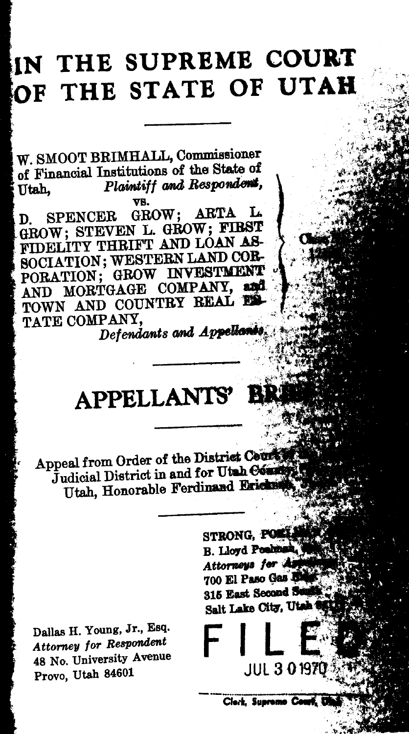# IN THE SUPREME COURT OF THE STATE OF UTAH

---

W. SMOOT BRIMHALL, Commissioner of Financial Institutions of the State of Utah,
*Plaintiff and Respondent,*

vs.

D. SPENCER GROW; ARTA L. GROW; STEVEN L. GROW; FIRST FIDELITY THRIFT AND LOAN ASSOCIATION; WESTERN LAND CORPORATION; GROW INVESTMENT AND MORTGAGE COMPANY, and TOWN AND COUNTRY REAL ESTATE COMPANY,
*Defendants and Appellants.*

---

# APPELLANTS' BRIEF

---

Appeal from Order of the District Court of ... Judicial District in and for Utah County, ... Utah, Honorable Ferdinand Erickson, ...

---

STRONG, POELMAN ...
B. Lloyd Poelman, ...
*Attorneys for Appellants*
700 El Paso Gas Building
315 East Second South
Salt Lake City, Utah ...

Dallas H. Young, Jr., Esq.
*Attorney for Respondent*
48 No. University Avenue
Provo, Utah 84601

FILED
JUL 3 0 1970
Clerk, Supreme Court, Utah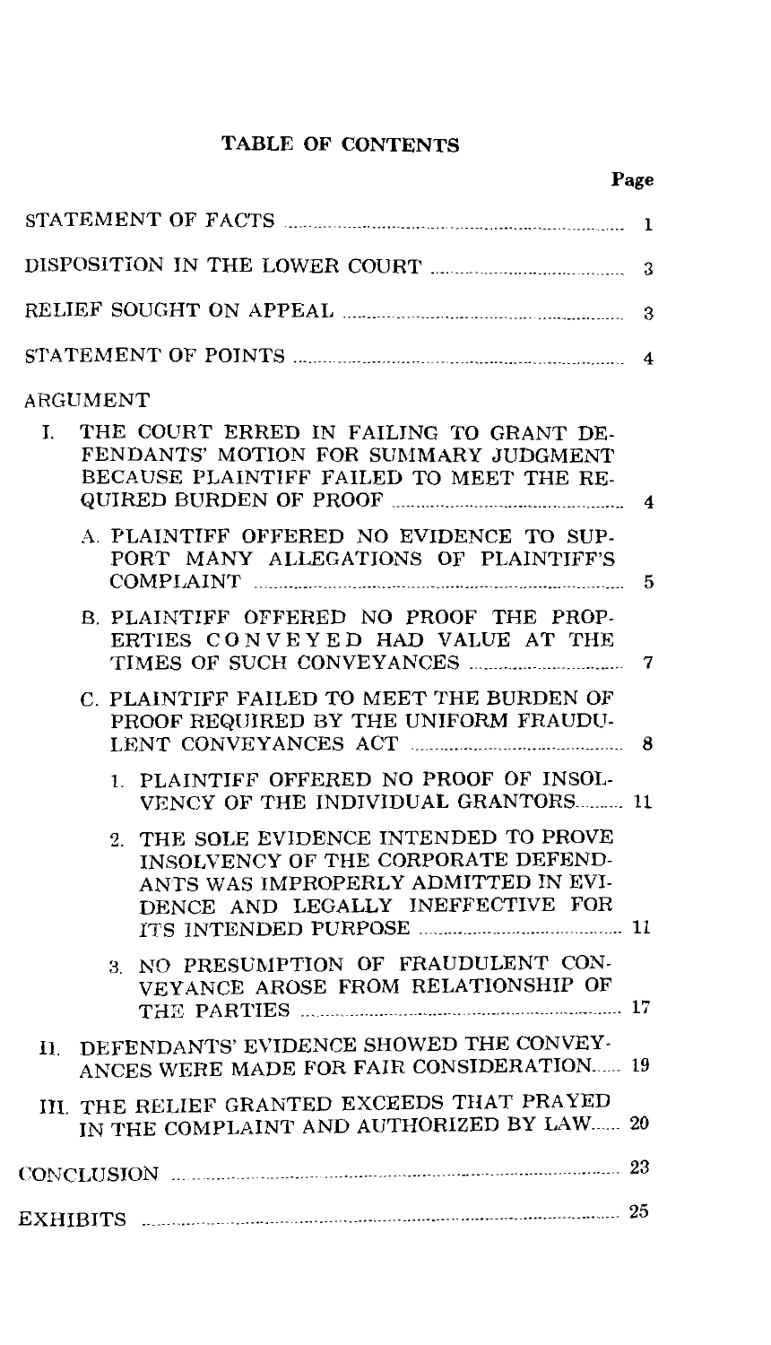# TABLE OF CONTENTS

| | Page |
|---|---|
| STATEMENT OF FACTS | 1 |
| DISPOSITION IN THE LOWER COURT | 3 |
| RELIEF SOUGHT ON APPEAL | 3 |
| STATEMENT OF POINTS | 4 |
| ARGUMENT | |
| I. THE COURT ERRED IN FAILING TO GRANT DEFENDANTS' MOTION FOR SUMMARY JUDGMENT BECAUSE PLAINTIFF FAILED TO MEET THE REQUIRED BURDEN OF PROOF | 4 |
| A. PLAINTIFF OFFERED NO EVIDENCE TO SUPPORT MANY ALLEGATIONS OF PLAINTIFF'S COMPLAINT | 5 |
| B. PLAINTIFF OFFERED NO PROOF THE PROPERTIES CONVEYED HAD VALUE AT THE TIMES OF SUCH CONVEYANCES | 7 |
| C. PLAINTIFF FAILED TO MEET THE BURDEN OF PROOF REQUIRED BY THE UNIFORM FRAUDULENT CONVEYANCES ACT | 8 |
| 1. PLAINTIFF OFFERED NO PROOF OF INSOLVENCY OF THE INDIVIDUAL GRANTORS | 11 |
| 2. THE SOLE EVIDENCE INTENDED TO PROVE INSOLVENCY OF THE CORPORATE DEFENDANTS WAS IMPROPERLY ADMITTED IN EVIDENCE AND LEGALLY INEFFECTIVE FOR ITS INTENDED PURPOSE | 11 |
| 3. NO PRESUMPTION OF FRAUDULENT CONVEYANCE AROSE FROM RELATIONSHIP OF THE PARTIES | 17 |
| II. DEFENDANTS' EVIDENCE SHOWED THE CONVEYANCES WERE MADE FOR FAIR CONSIDERATION | 19 |
| III. THE RELIEF GRANTED EXCEEDS THAT PRAYED IN THE COMPLAINT AND AUTHORIZED BY LAW | 20 |
| CONCLUSION | 23 |
| EXHIBITS | 25 |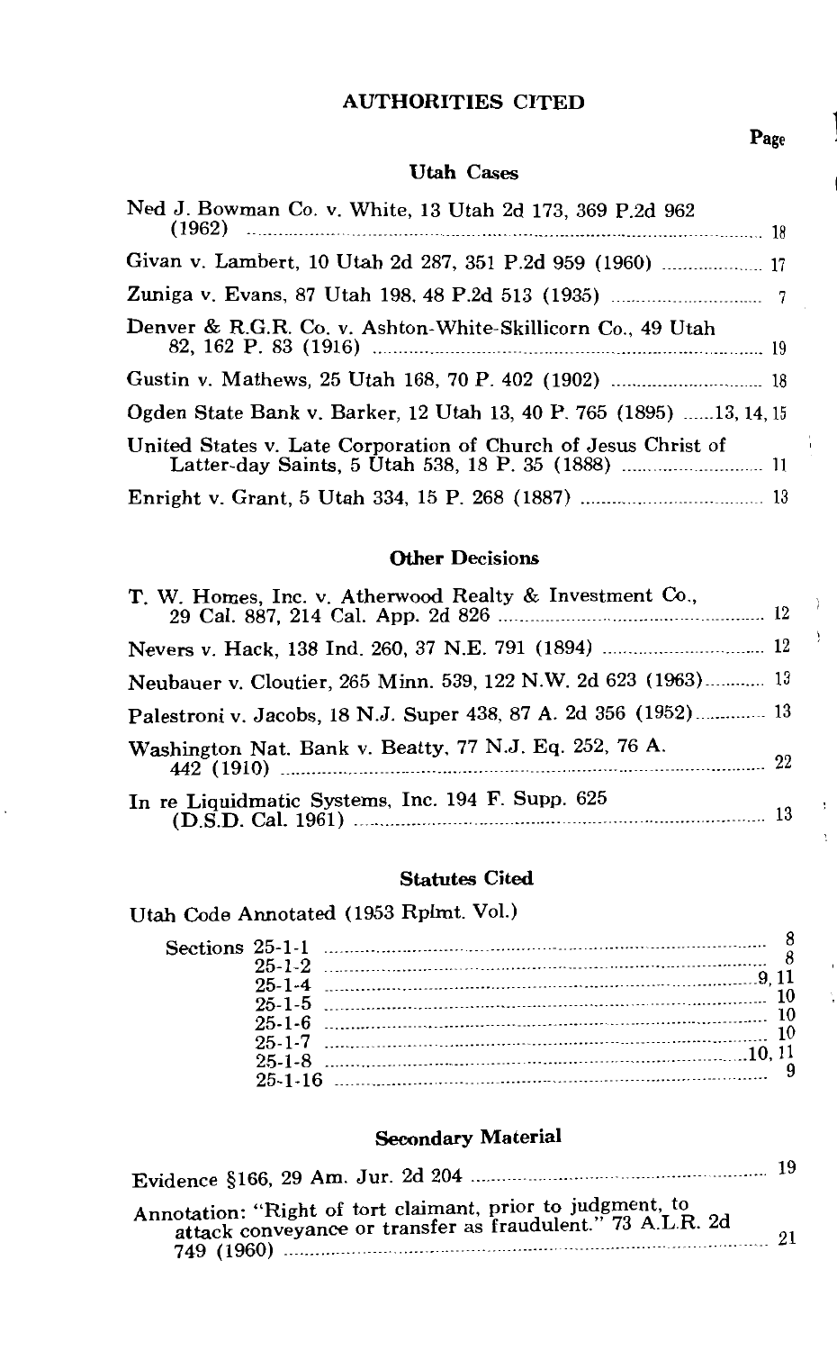# AUTHORITIES CITED

Page

## Utah Cases

Ned J. Bowman Co. v. White, 13 Utah 2d 173, 369 P.2d 962 (1962) .......... 18

Givan v. Lambert, 10 Utah 2d 287, 351 P.2d 959 (1960) .......... 17

Zuniga v. Evans, 87 Utah 198, 48 P.2d 513 (1935) .......... 7

Denver & R.G.R. Co. v. Ashton-White-Skillicorn Co., 49 Utah 82, 162 P. 83 (1916) .......... 19

Gustin v. Mathews, 25 Utah 168, 70 P. 402 (1902) .......... 18

Ogden State Bank v. Barker, 12 Utah 13, 40 P. 765 (1895) ......13, 14, 15

United States v. Late Corporation of Church of Jesus Christ of Latter-day Saints, 5 Utah 538, 18 P. 35 (1888) .......... 11

Enright v. Grant, 5 Utah 334, 15 P. 268 (1887) .......... 13

## Other Decisions

T. W. Homes, Inc. v. Atherwood Realty & Investment Co., 29 Cal. 887, 214 Cal. App. 2d 826 .......... 12

Nevers v. Hack, 138 Ind. 260, 37 N.E. 791 (1894) .......... 12

Neubauer v. Cloutier, 265 Minn. 539, 122 N.W. 2d 623 (1963).......... 13

Palestroni v. Jacobs, 18 N.J. Super 438, 87 A. 2d 356 (1952).......... 13

Washington Nat. Bank v. Beatty, 77 N.J. Eq. 252, 76 A. 442 (1910) .......... 22

In re Liquidmatic Systems, Inc. 194 F. Supp. 625 (D.S.D. Cal. 1961) .......... 13

## Statutes Cited

Utah Code Annotated (1953 Rplmt. Vol.)

Sections 25-1-1 .......... 8
25-1-2 .......... 8
25-1-4 .......... 9, 11
25-1-5 .......... 10
25-1-6 .......... 10
25-1-7 .......... 10
25-1-8 .......... 10, 11
25-1-16 .......... 9

## Secondary Material

Evidence §166, 29 Am. Jur. 2d 204 .......... 19

Annotation: "Right of tort claimant, prior to judgment, to attack conveyance or transfer as fraudulent." 73 A.L.R. 2d 749 (1960) .......... 21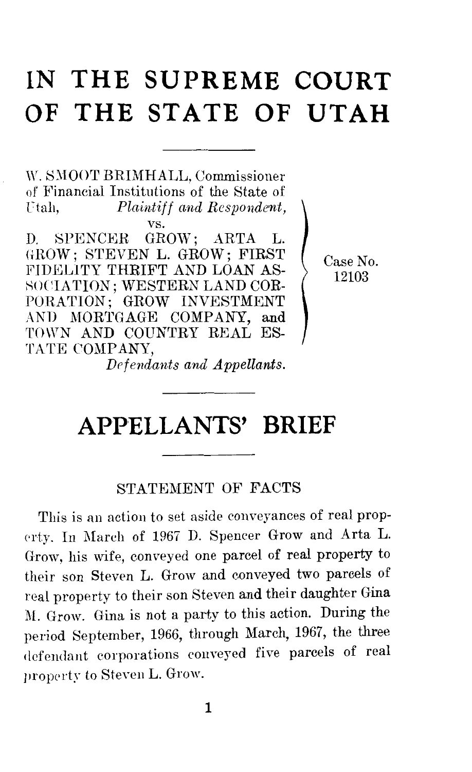# IN THE SUPREME COURT OF THE STATE OF UTAH

W. SMOOT BRIMHALL, Commissioner of Financial Institutions of the State of Utah, *Plaintiff and Respondent,*

vs.

D. SPENCER GROW; ARTA L. GROW; STEVEN L. GROW; FIRST FIDELITY THRIFT AND LOAN ASSOCIATION; WESTERN LAND CORPORATION; GROW INVESTMENT AND MORTGAGE COMPANY, and TOWN AND COUNTRY REAL ESTATE COMPANY,

*Defendants and Appellants.*

Case No. 12103

# APPELLANTS' BRIEF

## STATEMENT OF FACTS

This is an action to set aside conveyances of real property. In March of 1967 D. Spencer Grow and Arta L. Grow, his wife, conveyed one parcel of real property to their son Steven L. Grow and conveyed two parcels of real property to their son Steven and their daughter Gina M. Grow. Gina is not a party to this action. During the period September, 1966, through March, 1967, the three defendant corporations conveyed five parcels of real property to Steven L. Grow.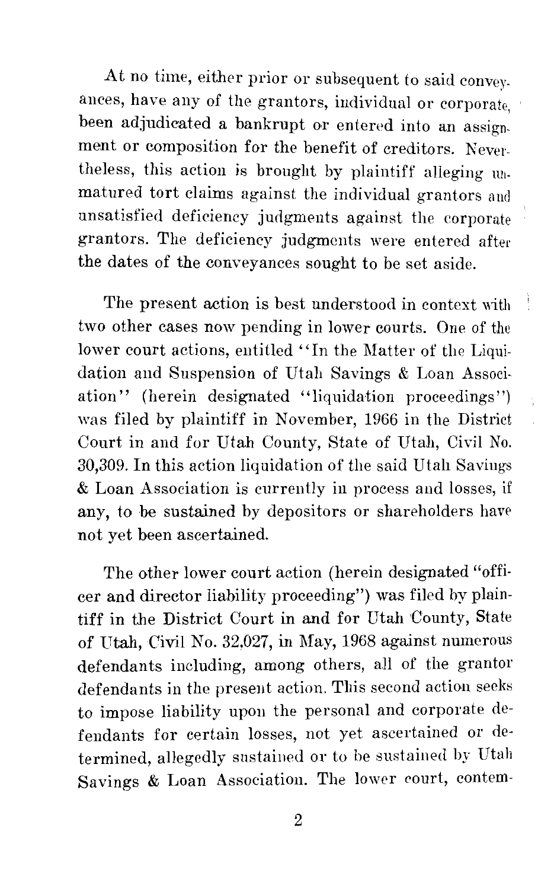At no time, either prior or subsequent to said conveyances, have any of the grantors, individual or corporate, been adjudicated a bankrupt or entered into an assignment or composition for the benefit of creditors. Nevertheless, this action is brought by plaintiff alleging unmatured tort claims against the individual grantors and unsatisfied deficiency judgments against the corporate grantors. The deficiency judgments were entered after the dates of the conveyances sought to be set aside.

The present action is best understood in context with two other cases now pending in lower courts. One of the lower court actions, entitled "In the Matter of the Liquidation and Suspension of Utah Savings & Loan Association" (herein designated "liquidation proceedings") was filed by plaintiff in November, 1966 in the District Court in and for Utah County, State of Utah, Civil No. 30,309. In this action liquidation of the said Utah Savings & Loan Association is currently in process and losses, if any, to be sustained by depositors or shareholders have not yet been ascertained.

The other lower court action (herein designated "officer and director liability proceeding") was filed by plaintiff in the District Court in and for Utah County, State of Utah, Civil No. 32,027, in May, 1968 against numerous defendants including, among others, all of the grantor defendants in the present action. This second action seeks to impose liability upon the personal and corporate defendants for certain losses, not yet ascertained or determined, allegedly sustained or to be sustained by Utah Savings & Loan Association. The lower court, contem-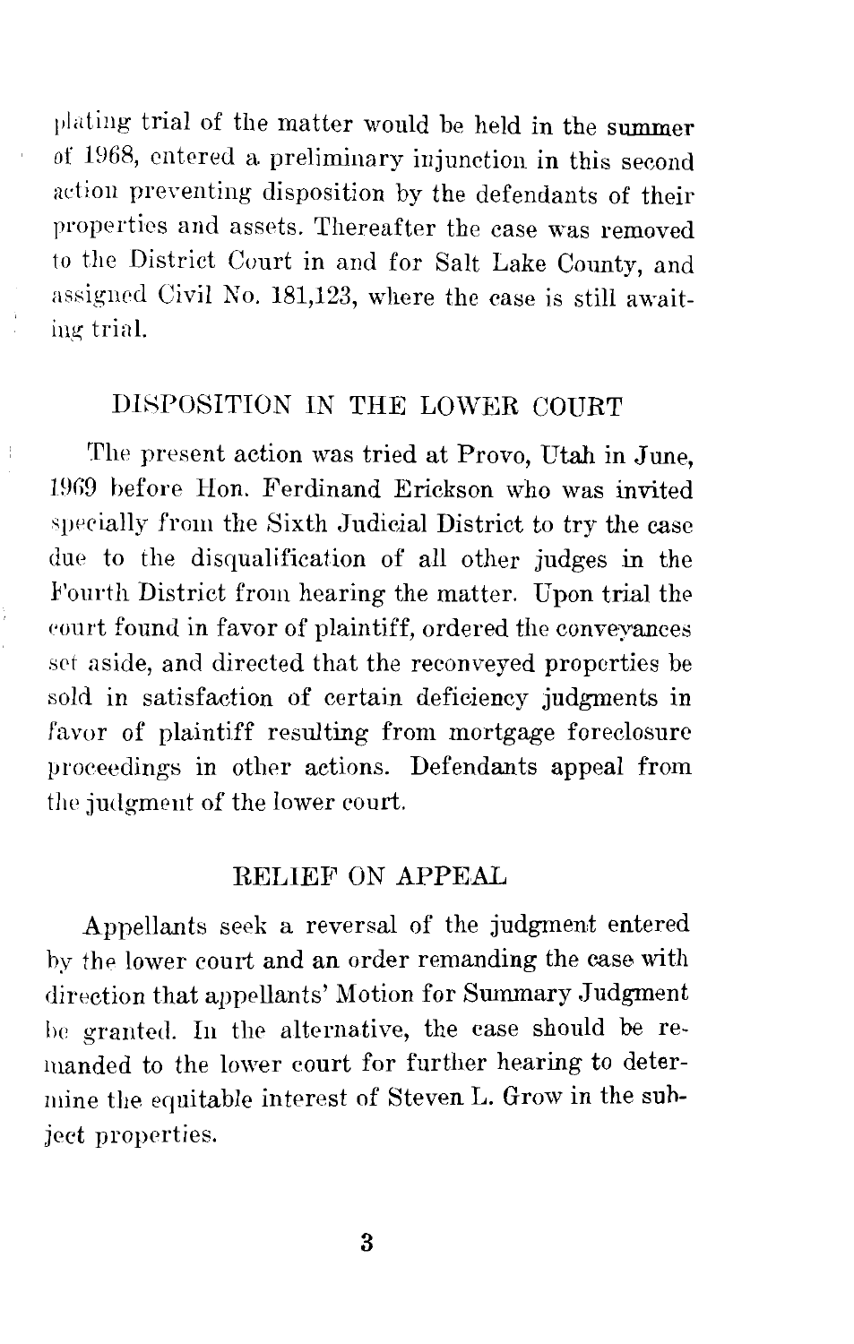plating trial of the matter would be held in the summer of 1968, entered a preliminary injunction in this second action preventing disposition by the defendants of their properties and assets. Thereafter the case was removed to the District Court in and for Salt Lake County, and assigned Civil No. 181,123, where the case is still awaiting trial.

## DISPOSITION IN THE LOWER COURT

The present action was tried at Provo, Utah in June, 1969 before Hon. Ferdinand Erickson who was invited specially from the Sixth Judicial District to try the case due to the disqualification of all other judges in the Fourth District from hearing the matter. Upon trial the court found in favor of plaintiff, ordered the conveyances set aside, and directed that the reconveyed properties be sold in satisfaction of certain deficiency judgments in favor of plaintiff resulting from mortgage foreclosure proceedings in other actions. Defendants appeal from the judgment of the lower court.

## RELIEF ON APPEAL

Appellants seek a reversal of the judgment entered by the lower court and an order remanding the case with direction that appellants' Motion for Summary Judgment be granted. In the alternative, the case should be remanded to the lower court for further hearing to determine the equitable interest of Steven L. Grow in the subject properties.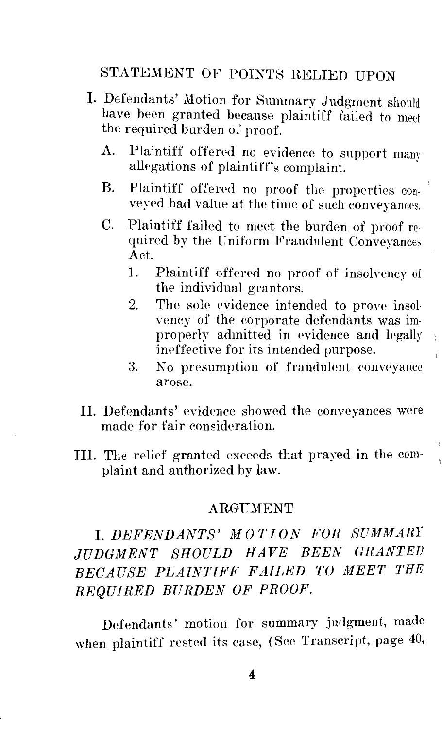## STATEMENT OF POINTS RELIED UPON

I. Defendants' Motion for Summary Judgment should have been granted because plaintiff failed to meet the required burden of proof.

   A. Plaintiff offered no evidence to support many allegations of plaintiff's complaint.

   B. Plaintiff offered no proof the properties conveyed had value at the time of such conveyances.

   C. Plaintiff failed to meet the burden of proof required by the Uniform Fraudulent Conveyances Act.

      1. Plaintiff offered no proof of insolvency of the individual grantors.

      2. The sole evidence intended to prove insolvency of the corporate defendants was improperly admitted in evidence and legally ineffective for its intended purpose.

      3. No presumption of fraudulent conveyance arose.

II. Defendants' evidence showed the conveyances were made for fair consideration.

III. The relief granted exceeds that prayed in the complaint and authorized by law.

## ARGUMENT

### I. *DEFENDANTS' MOTION FOR SUMMARY JUDGMENT SHOULD HAVE BEEN GRANTED BECAUSE PLAINTIFF FAILED TO MEET THE REQUIRED BURDEN OF PROOF.*

Defendants' motion for summary judgment, made when plaintiff rested its case, (See Transcript, page 40,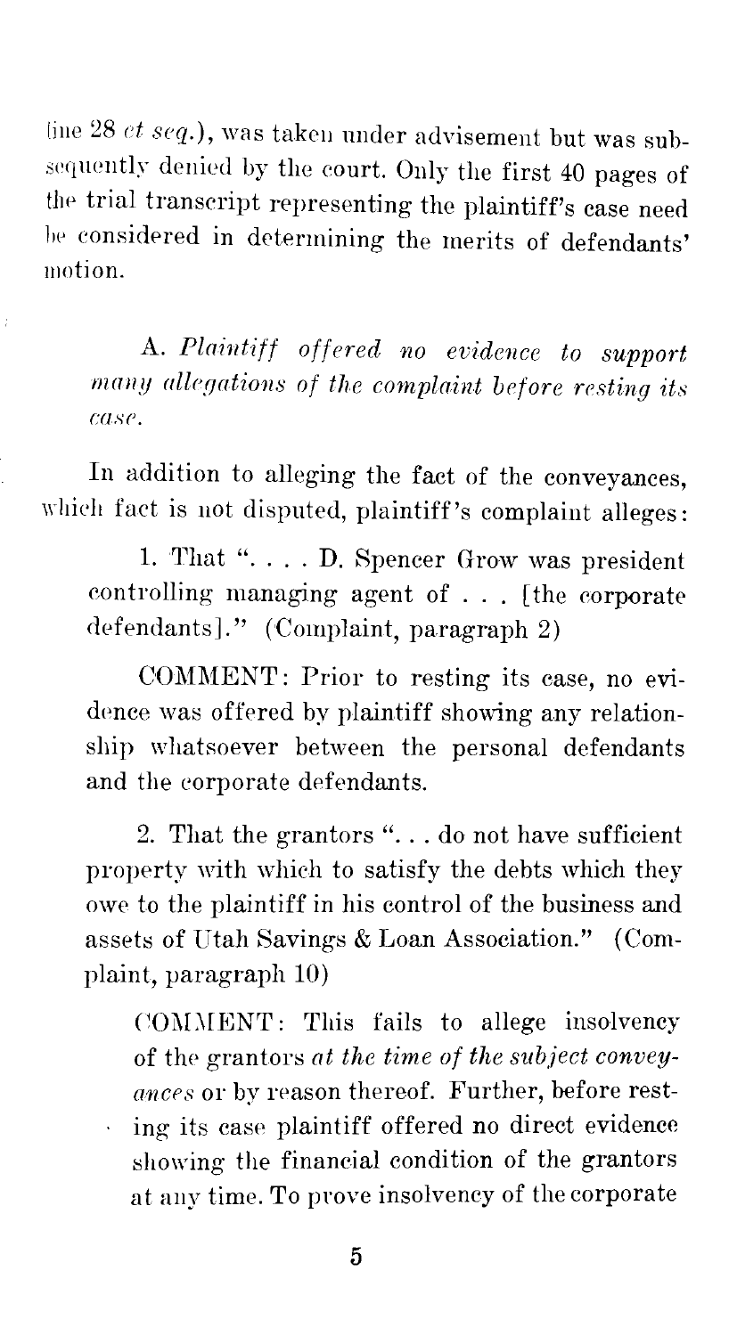line 28 *et seq.*), was taken under advisement but was subsequently denied by the court. Only the first 40 pages of the trial transcript representing the plaintiff's case need be considered in determining the merits of defendants' motion.

A. *Plaintiff offered no evidence to support many allegations of the complaint before resting its case.*

In addition to alleging the fact of the conveyances, which fact is not disputed, plaintiff's complaint alleges:

1. That ". . . . D. Spencer Grow was president controlling managing agent of . . . [the corporate defendants]." (Complaint, paragraph 2)

   COMMENT: Prior to resting its case, no evidence was offered by plaintiff showing any relationship whatsoever between the personal defendants and the corporate defendants.

2. That the grantors ". . . do not have sufficient property with which to satisfy the debts which they owe to the plaintiff in his control of the business and assets of Utah Savings & Loan Association." (Complaint, paragraph 10)

   COMMENT: This fails to allege insolvency of the grantors *at the time of the subject conveyances* or by reason thereof. Further, before resting its case plaintiff offered no direct evidence showing the financial condition of the grantors at any time. To prove insolvency of the corporate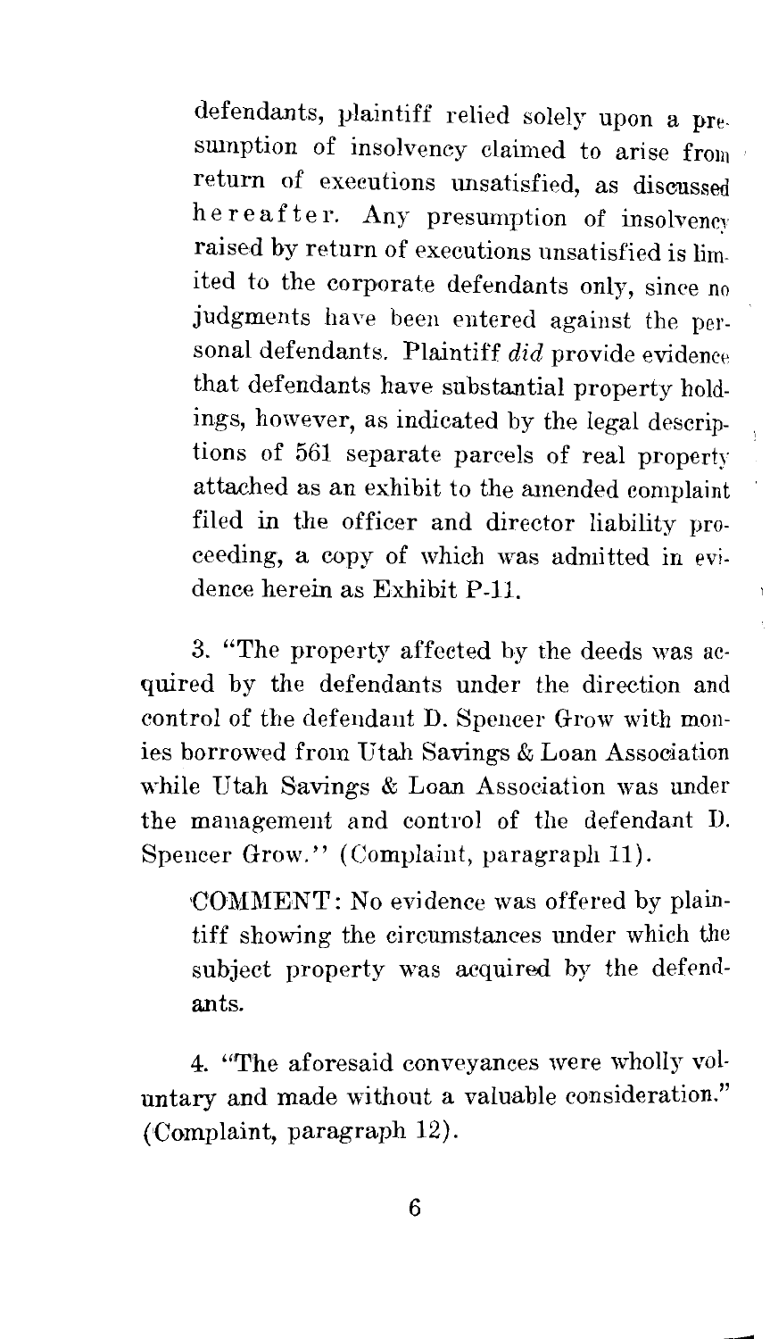defendants, plaintiff relied solely upon a presumption of insolvency claimed to arise from return of executions unsatisfied, as discussed hereafter. Any presumption of insolvency raised by return of executions unsatisfied is limited to the corporate defendants only, since no judgments have been entered against the personal defendants. Plaintiff *did* provide evidence that defendants have substantial property holdings, however, as indicated by the legal descriptions of 561 separate parcels of real property attached as an exhibit to the amended complaint filed in the officer and director liability proceeding, a copy of which was admitted in evidence herein as Exhibit P-11.

3. "The property affected by the deeds was acquired by the defendants under the direction and control of the defendant D. Spencer Grow with monies borrowed from Utah Savings & Loan Association while Utah Savings & Loan Association was under the management and control of the defendant D. Spencer Grow." (Complaint, paragraph 11).

COMMENT: No evidence was offered by plaintiff showing the circumstances under which the subject property was acquired by the defendants.

4. "The aforesaid conveyances were wholly voluntary and made without a valuable consideration." (Complaint, paragraph 12).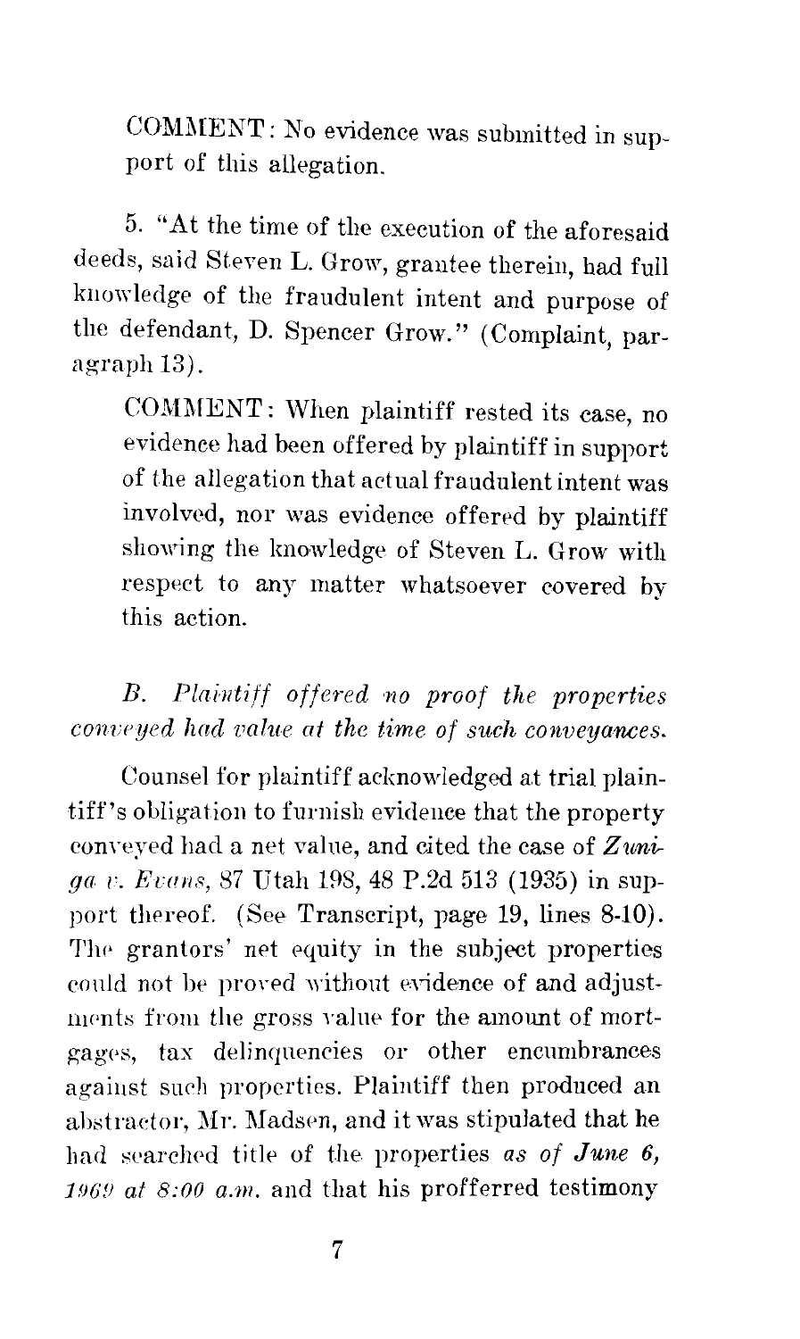COMMENT: No evidence was submitted in support of this allegation.

5. "At the time of the execution of the aforesaid deeds, said Steven L. Grow, grantee therein, had full knowledge of the fraudulent intent and purpose of the defendant, D. Spencer Grow." (Complaint, paragraph 13).

COMMENT: When plaintiff rested its case, no evidence had been offered by plaintiff in support of the allegation that actual fraudulent intent was involved, nor was evidence offered by plaintiff showing the knowledge of Steven L. Grow with respect to any matter whatsoever covered by this action.

*B. Plaintiff offered no proof the properties conveyed had value at the time of such conveyances.*

Counsel for plaintiff acknowledged at trial plaintiff's obligation to furnish evidence that the property conveyed had a net value, and cited the case of *Zuniga v. Evans,* 87 Utah 198, 48 P.2d 513 (1935) in support thereof. (See Transcript, page 19, lines 8-10). The grantors' net equity in the subject properties could not be proved without evidence of and adjustments from the gross value for the amount of mortgages, tax delinquencies or other encumbrances against such properties. Plaintiff then produced an abstractor, Mr. Madsen, and it was stipulated that he had searched title of the properties *as of June 6, 1969 at 8:00 a.m.* and that his profferred testimony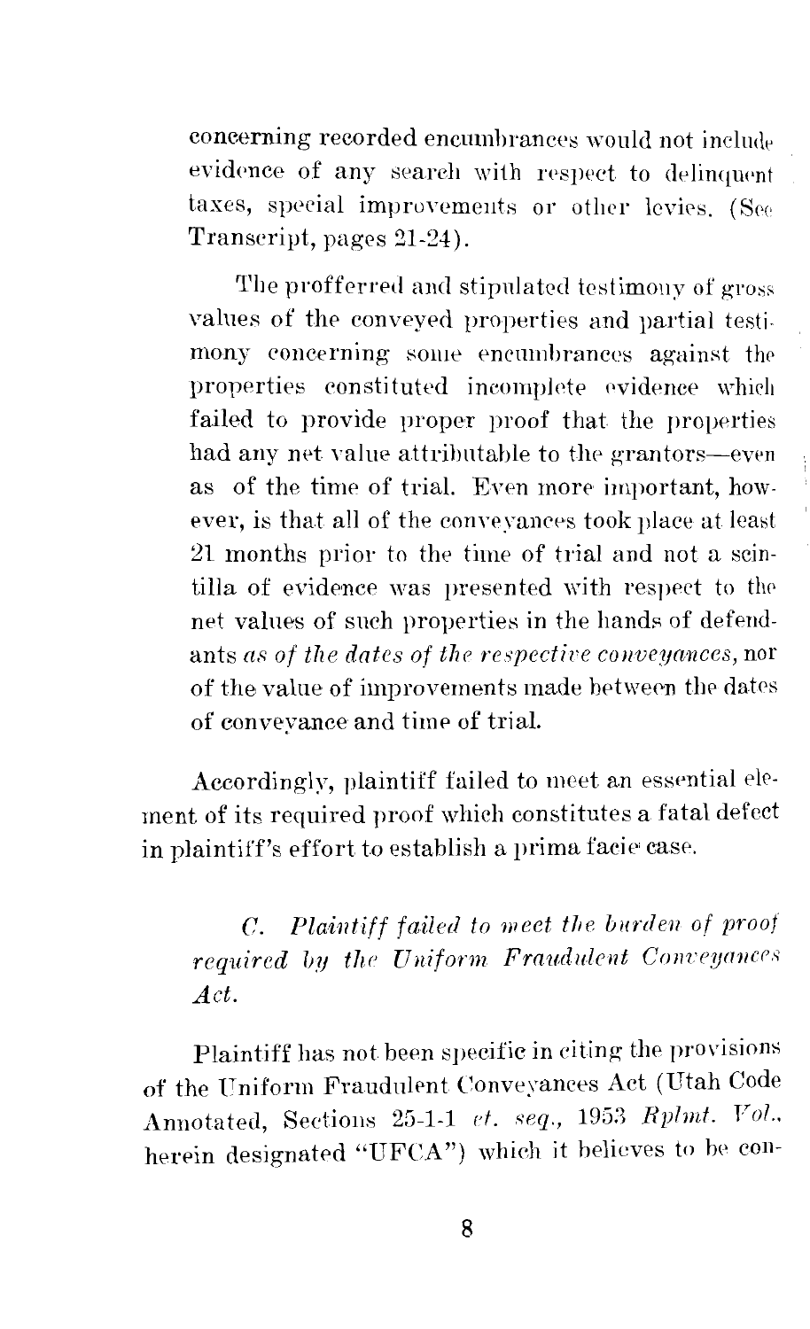concerning recorded encumbrances would not include evidence of any search with respect to delinquent taxes, special improvements or other levies. (See Transcript, pages 21-24).

The profferred and stipulated testimony of gross values of the conveyed properties and partial testimony concerning some encumbrances against the properties constituted incomplete evidence which failed to provide proper proof that the properties had any net value attributable to the grantors—even as of the time of trial. Even more important, however, is that all of the conveyances took place at least 21 months prior to the time of trial and not a scintilla of evidence was presented with respect to the net values of such properties in the hands of defendants *as of the dates of the respective conveyances,* nor of the value of improvements made between the dates of conveyance and time of trial.

Accordingly, plaintiff failed to meet an essential element of its required proof which constitutes a fatal defect in plaintiff's effort to establish a prima facie case.

*C. Plaintiff failed to meet the burden of proof required by the Uniform Fraudulent Conveyances Act.*

Plaintiff has not been specific in citing the provisions of the Uniform Fraudulent Conveyances Act (Utah Code Annotated, Sections 25-1-1 *et. seq.*, 1953 *Rplmt. Vol.*, herein designated "UFCA") which it believes to be con-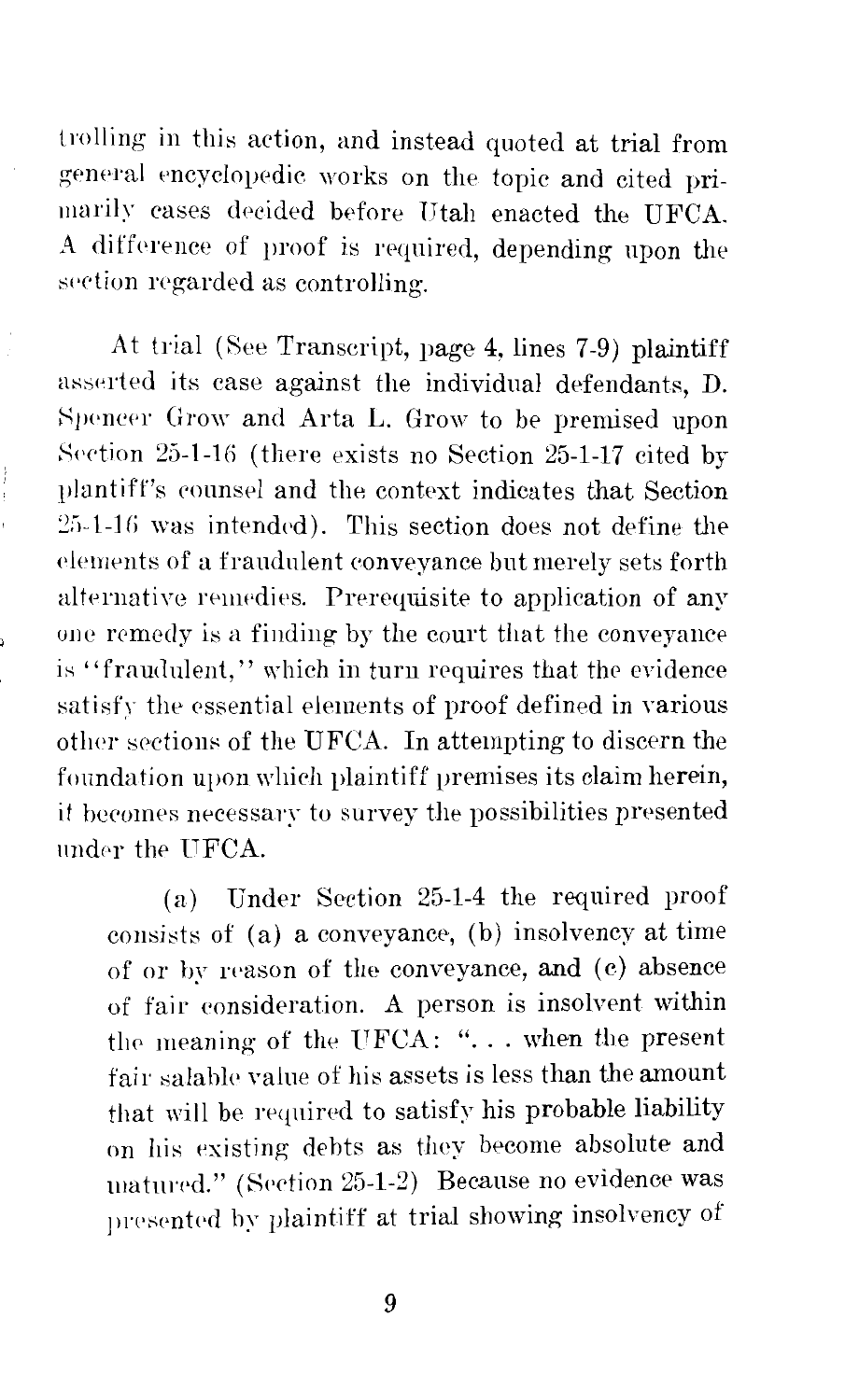trolling in this action, and instead quoted at trial from general encyclopedic works on the topic and cited primarily cases decided before Utah enacted the UFCA. A difference of proof is required, depending upon the section regarded as controlling.

At trial (See Transcript, page 4, lines 7-9) plaintiff asserted its case against the individual defendants, D. Spencer Grow and Arta L. Grow to be premised upon Section 25-1-16 (there exists no Section 25-1-17 cited by plaintiff's counsel and the context indicates that Section 25-1-16 was intended). This section does not define the elements of a fraudulent conveyance but merely sets forth alternative remedies. Prerequisite to application of any one remedy is a finding by the court that the conveyance is "fraudulent," which in turn requires that the evidence satisfy the essential elements of proof defined in various other sections of the UFCA. In attempting to discern the foundation upon which plaintiff premises its claim herein, it becomes necessary to survey the possibilities presented under the UFCA.

(a) Under Section 25-1-4 the required proof consists of (a) a conveyance, (b) insolvency at time of or by reason of the conveyance, and (c) absence of fair consideration. A person is insolvent within the meaning of the UFCA: ". . . when the present fair salable value of his assets is less than the amount that will be required to satisfy his probable liability on his existing debts as they become absolute and matured." (Section 25-1-2) Because no evidence was presented by plaintiff at trial showing insolvency of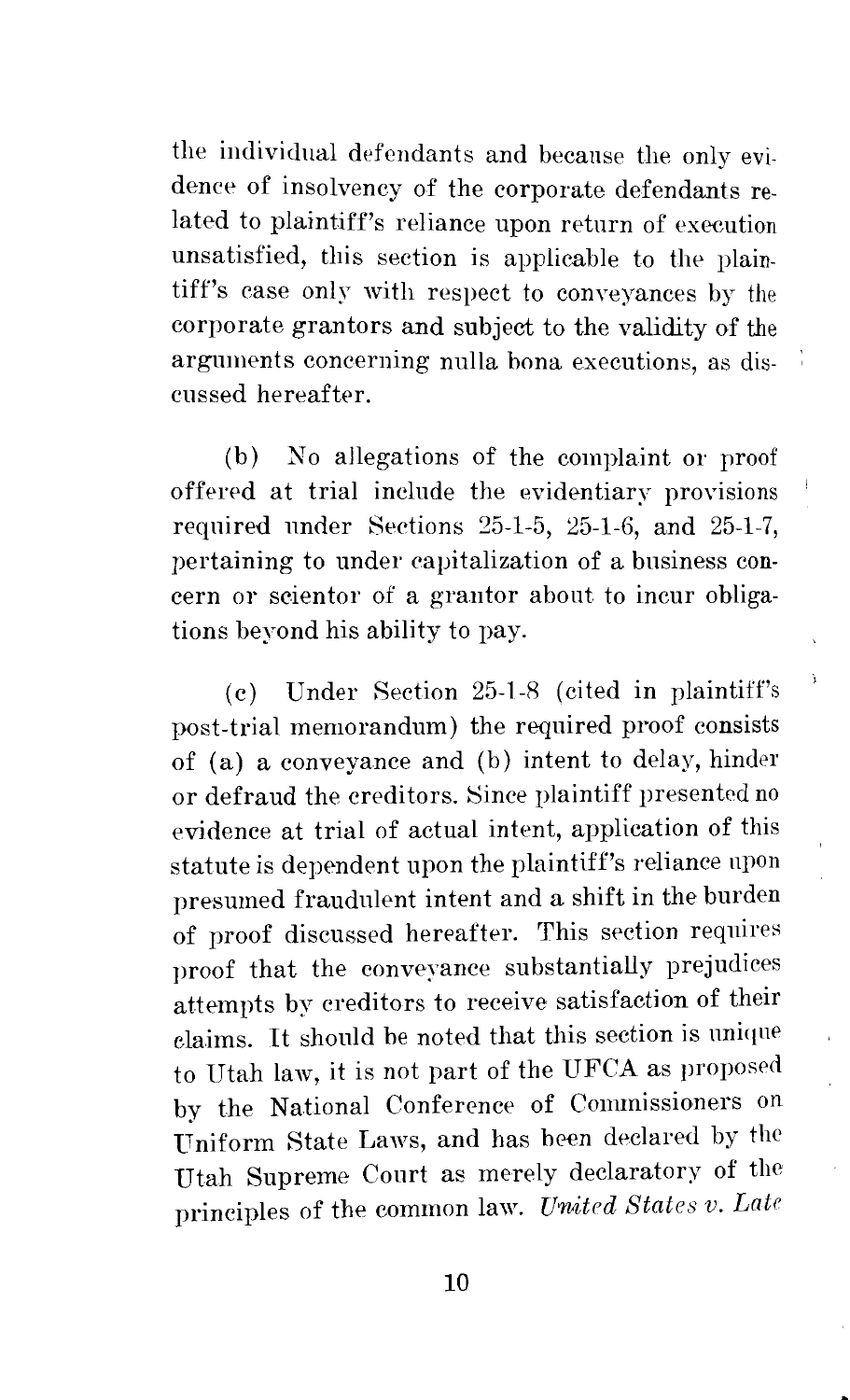the individual defendants and because the only evidence of insolvency of the corporate defendants related to plaintiff's reliance upon return of execution unsatisfied, this section is applicable to the plaintiff's case only with respect to conveyances by the corporate grantors and subject to the validity of the arguments concerning nulla bona executions, as discussed hereafter.

(b) No allegations of the complaint or proof offered at trial include the evidentiary provisions required under Sections 25-1-5, 25-1-6, and 25-1-7, pertaining to under capitalization of a business concern or scientor of a grantor about to incur obligations beyond his ability to pay.

(c) Under Section 25-1-8 (cited in plaintiff's post-trial memorandum) the required proof consists of (a) a conveyance and (b) intent to delay, hinder or defraud the creditors. Since plaintiff presented no evidence at trial of actual intent, application of this statute is dependent upon the plaintiff's reliance upon presumed fraudulent intent and a shift in the burden of proof discussed hereafter. This section requires proof that the conveyance substantially prejudices attempts by creditors to receive satisfaction of their claims. It should be noted that this section is unique to Utah law, it is not part of the UFCA as proposed by the National Conference of Commissioners on Uniform State Laws, and has been declared by the Utah Supreme Court as merely declaratory of the principles of the common law. *United States v. Late*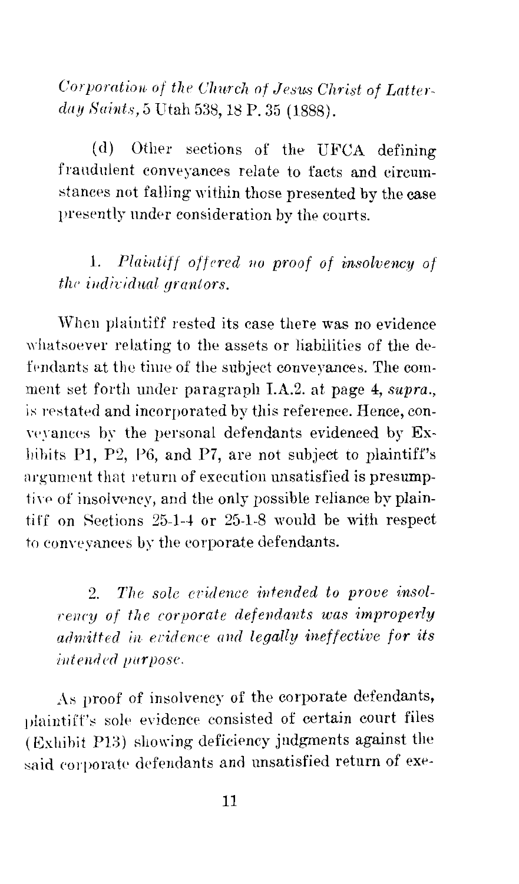*Corporation of the Church of Jesus Christ of Latter-day Saints*, 5 Utah 538, 18 P. 35 (1888).

(d) Other sections of the UFCA defining fraudulent conveyances relate to facts and circumstances not falling within those presented by the case presently under consideration by the courts.

1. *Plaintiff offered no proof of insolvency of the individual grantors.*

When plaintiff rested its case there was no evidence whatsoever relating to the assets or liabilities of the defendants at the time of the subject conveyances. The comment set forth under paragraph I.A.2. at page 4, *supra.*, is restated and incorporated by this reference. Hence, conveyances by the personal defendants evidenced by Exhibits P1, P2, P6, and P7, are not subject to plaintiff's argument that return of execution unsatisfied is presumptive of insolvency, and the only possible reliance by plaintiff on Sections 25-1-4 or 25-1-8 would be with respect to conveyances by the corporate defendants.

2. *The sole evidence intended to prove insolvency of the corporate defendants was improperly admitted in evidence and legally ineffective for its intended purpose.*

As proof of insolvency of the corporate defendants, plaintiff's sole evidence consisted of certain court files (Exhibit P13) showing deficiency judgments against the said corporate defendants and unsatisfied return of exe-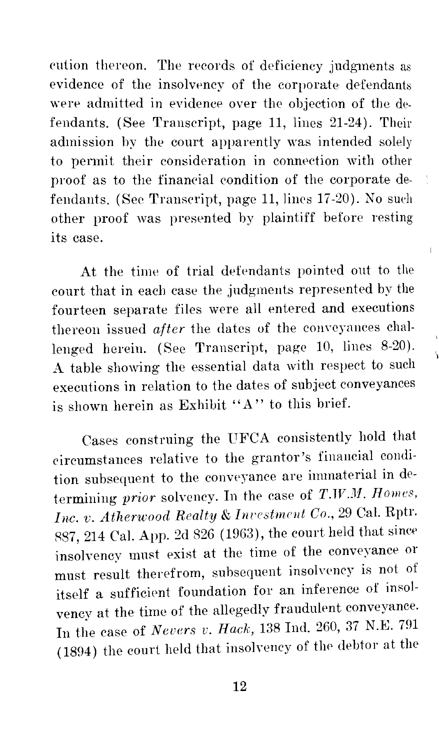cution thereon. The records of deficiency judgments as evidence of the insolvency of the corporate defendants were admitted in evidence over the objection of the defendants. (See Transcript, page 11, lines 21-24). Their admission by the court apparently was intended solely to permit their consideration in connection with other proof as to the financial condition of the corporate defendants. (See Transcript, page 11, lines 17-20). No such other proof was presented by plaintiff before resting its case.

At the time of trial defendants pointed out to the court that in each case the judgments represented by the fourteen separate files were all entered and executions thereon issued *after* the dates of the conveyances challenged herein. (See Transcript, page 10, lines 8-20). A table showing the essential data with respect to such executions in relation to the dates of subject conveyances is shown herein as Exhibit "A" to this brief.

Cases construing the UFCA consistently hold that circumstances relative to the grantor's financial condition subsequent to the conveyance are immaterial in determining *prior* solvency. In the case of *T.W.M. Homes, Inc. v. Atherwood Realty & Investment Co.*, 29 Cal. Rptr. 887, 214 Cal. App. 2d 826 (1963), the court held that since insolvency must exist at the time of the conveyance or must result therefrom, subsequent insolvency is not of itself a sufficient foundation for an inference of insolvency at the time of the allegedly fraudulent conveyance. In the case of *Nevers v. Hack*, 138 Ind. 260, 37 N.E. 791 (1894) the court held that insolvency of the debtor at the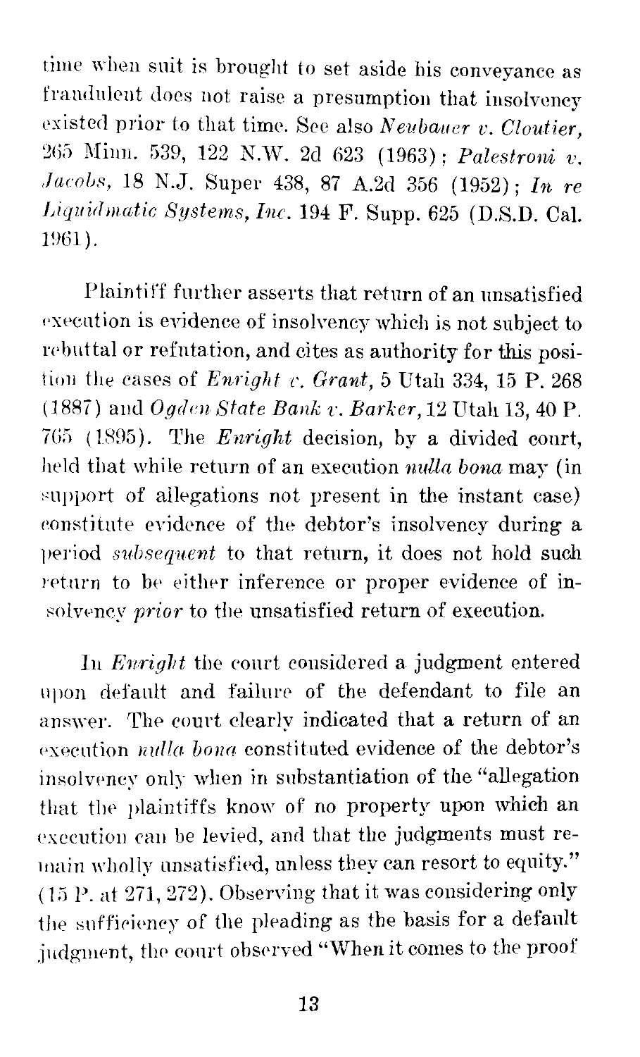time when suit is brought to set aside his conveyance as fraudulent does not raise a presumption that insolvency existed prior to that time. See also *Neubauer v. Cloutier*, 265 Minn. 539, 122 N.W. 2d 623 (1963); *Palestroni v. Jacobs*, 18 N.J. Super 438, 87 A.2d 356 (1952); *In re Liquidmatic Systems, Inc.* 194 F. Supp. 625 (D.S.D. Cal. 1961).

Plaintiff further asserts that return of an unsatisfied execution is evidence of insolvency which is not subject to rebuttal or refutation, and cites as authority for this position the cases of *Enright v. Grant*, 5 Utah 334, 15 P. 268 (1887) and *Ogden State Bank v. Barker*, 12 Utah 13, 40 P. 765 (1895). The *Enright* decision, by a divided court, held that while return of an execution *nulla bona* may (in support of allegations not present in the instant case) constitute evidence of the debtor's insolvency during a period *subsequent* to that return, it does not hold such return to be either inference or proper evidence of insolvency *prior* to the unsatisfied return of execution.

In *Enright* the court considered a judgment entered upon default and failure of the defendant to file an answer. The court clearly indicated that a return of an execution *nulla bona* constituted evidence of the debtor's insolvency only when in substantiation of the "allegation that the plaintiffs know of no property upon which an execution can be levied, and that the judgments must remain wholly unsatisfied, unless they can resort to equity." (15 P. at 271, 272). Observing that it was considering only the sufficiency of the pleading as the basis for a default judgment, the court observed "When it comes to the proof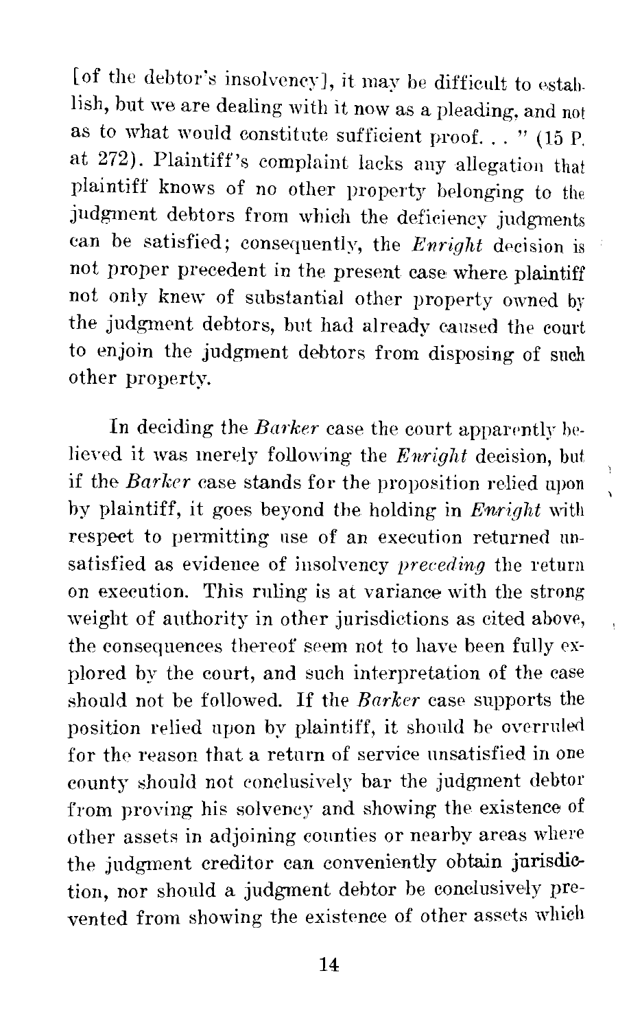[of the debtor's insolvency], it may be difficult to establish, but we are dealing with it now as a pleading, and not as to what would constitute sufficient proof. . . " (15 P. at 272). Plaintiff's complaint lacks any allegation that plaintiff knows of no other property belonging to the judgment debtors from which the deficiency judgments can be satisfied; consequently, the *Enright* decision is not proper precedent in the present case where plaintiff not only knew of substantial other property owned by the judgment debtors, but had already caused the court to enjoin the judgment debtors from disposing of such other property.

In deciding the *Barker* case the court apparently believed it was merely following the *Enright* decision, but if the *Barker* case stands for the proposition relied upon by plaintiff, it goes beyond the holding in *Enright* with respect to permitting use of an execution returned unsatisfied as evidence of insolvency *preceding* the return on execution. This ruling is at variance with the strong weight of authority in other jurisdictions as cited above, the consequences thereof seem not to have been fully explored by the court, and such interpretation of the case should not be followed. If the *Barker* case supports the position relied upon by plaintiff, it should be overruled for the reason that a return of service unsatisfied in one county should not conclusively bar the judgment debtor from proving his solvency and showing the existence of other assets in adjoining counties or nearby areas where the judgment creditor can conveniently obtain jurisdiction, nor should a judgment debtor be conclusively prevented from showing the existence of other assets which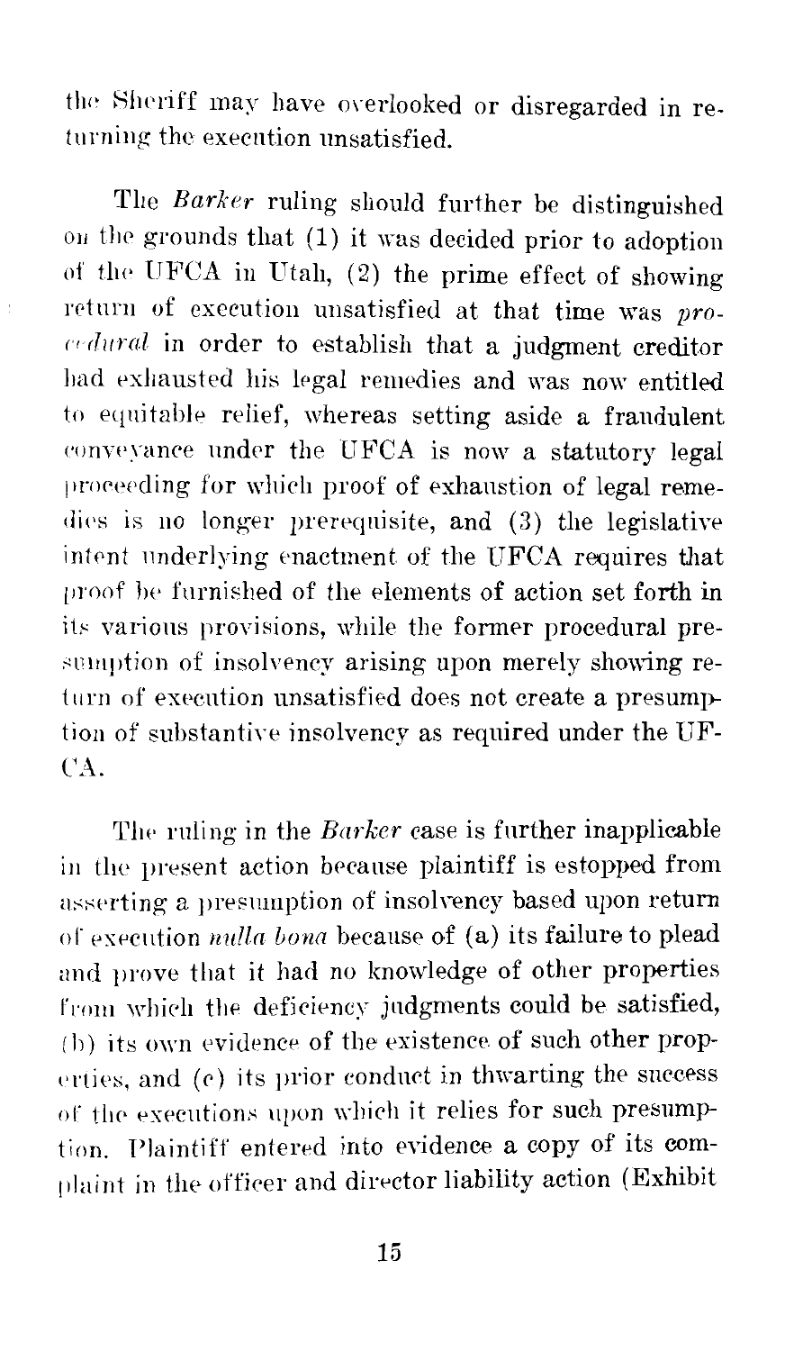the Sheriff may have overlooked or disregarded in returning the execution unsatisfied.

The *Barker* ruling should further be distinguished on the grounds that (1) it was decided prior to adoption of the UFCA in Utah, (2) the prime effect of showing return of execution unsatisfied at that time was *procedural* in order to establish that a judgment creditor had exhausted his legal remedies and was now entitled to equitable relief, whereas setting aside a fraudulent conveyance under the UFCA is now a statutory legal proceeding for which proof of exhaustion of legal remedies is no longer prerequisite, and (3) the legislative intent underlying enactment of the UFCA requires that proof be furnished of the elements of action set forth in its various provisions, while the former procedural presumption of insolvency arising upon merely showing return of execution unsatisfied does not create a presumption of substantive insolvency as required under the UFCA.

The ruling in the *Barker* case is further inapplicable in the present action because plaintiff is estopped from asserting a presumption of insolvency based upon return of execution *nulla bona* because of (a) its failure to plead and prove that it had no knowledge of other properties from which the deficiency judgments could be satisfied, (b) its own evidence of the existence of such other properties, and (c) its prior conduct in thwarting the success of the executions upon which it relies for such presumption. Plaintiff entered into evidence a copy of its complaint in the officer and director liability action (Exhibit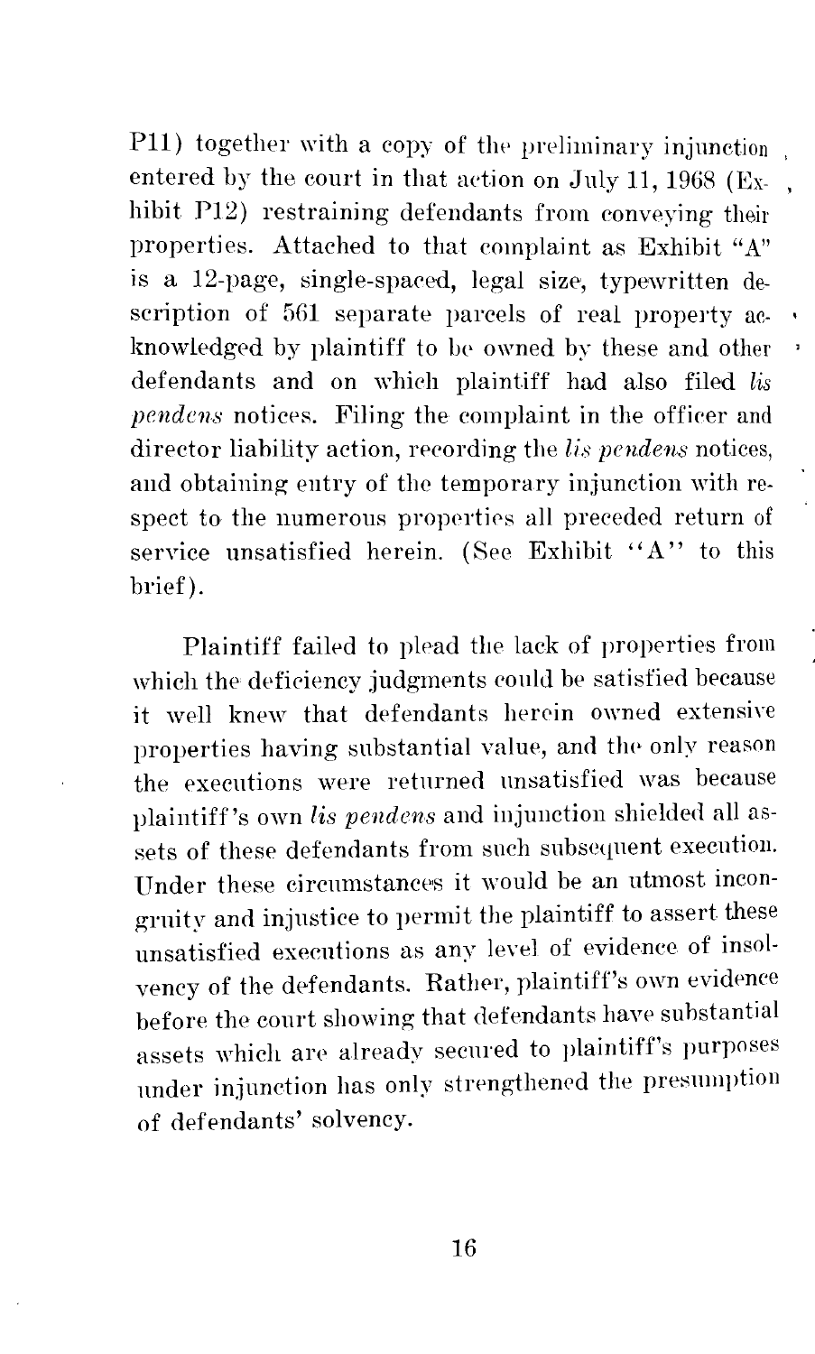P11) together with a copy of the preliminary injunction entered by the court in that action on July 11, 1968 (Exhibit P12) restraining defendants from conveying their properties. Attached to that complaint as Exhibit "A" is a 12-page, single-spaced, legal size, typewritten description of 561 separate parcels of real property acknowledged by plaintiff to be owned by these and other defendants and on which plaintiff had also filed *lis pendens* notices. Filing the complaint in the officer and director liability action, recording the *lis pendens* notices, and obtaining entry of the temporary injunction with respect to the numerous properties all preceded return of service unsatisfied herein. (See Exhibit "A" to this brief).

Plaintiff failed to plead the lack of properties from which the deficiency judgments could be satisfied because it well knew that defendants herein owned extensive properties having substantial value, and the only reason the executions were returned unsatisfied was because plaintiff's own *lis pendens* and injunction shielded all assets of these defendants from such subsequent execution. Under these circumstances it would be an utmost incongruity and injustice to permit the plaintiff to assert these unsatisfied executions as any level of evidence of insolvency of the defendants. Rather, plaintiff's own evidence before the court showing that defendants have substantial assets which are already secured to plaintiff's purposes under injunction has only strengthened the presumption of defendants' solvency.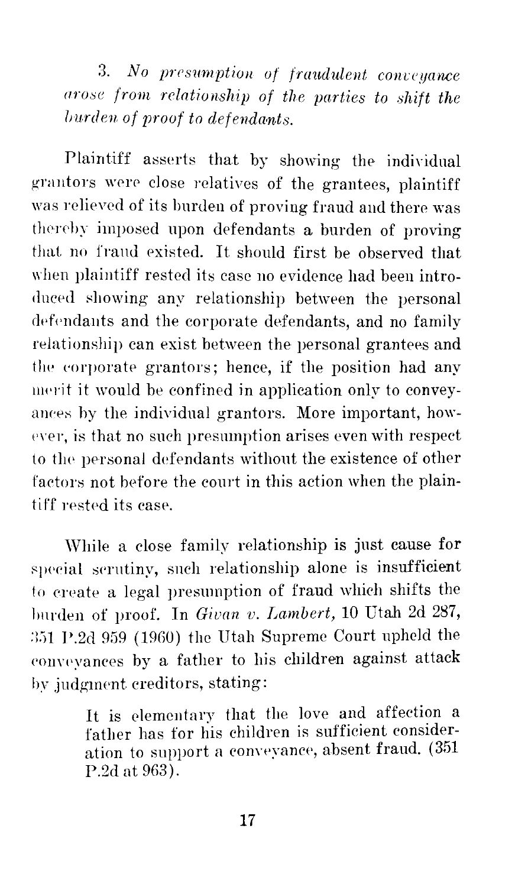3. *No presumption of fraudulent conveyance arose from relationship of the parties to shift the burden of proof to defendants.*

Plaintiff asserts that by showing the individual grantors were close relatives of the grantees, plaintiff was relieved of its burden of proving fraud and there was thereby imposed upon defendants a burden of proving that no fraud existed. It should first be observed that when plaintiff rested its case no evidence had been introduced showing any relationship between the personal defendants and the corporate defendants, and no family relationship can exist between the personal grantees and the corporate grantors; hence, if the position had any merit it would be confined in application only to conveyances by the individual grantors. More important, however, is that no such presumption arises even with respect to the personal defendants without the existence of other factors not before the court in this action when the plaintiff rested its case.

While a close family relationship is just cause for special scrutiny, such relationship alone is insufficient to create a legal presumption of fraud which shifts the burden of proof. In *Givan v. Lambert*, 10 Utah 2d 287, 351 P.2d 959 (1960) the Utah Supreme Court upheld the conveyances by a father to his children against attack by judgment creditors, stating:

> It is elementary that the love and affection a father has for his children is sufficient consideration to support a conveyance, absent fraud. (351 P.2d at 963).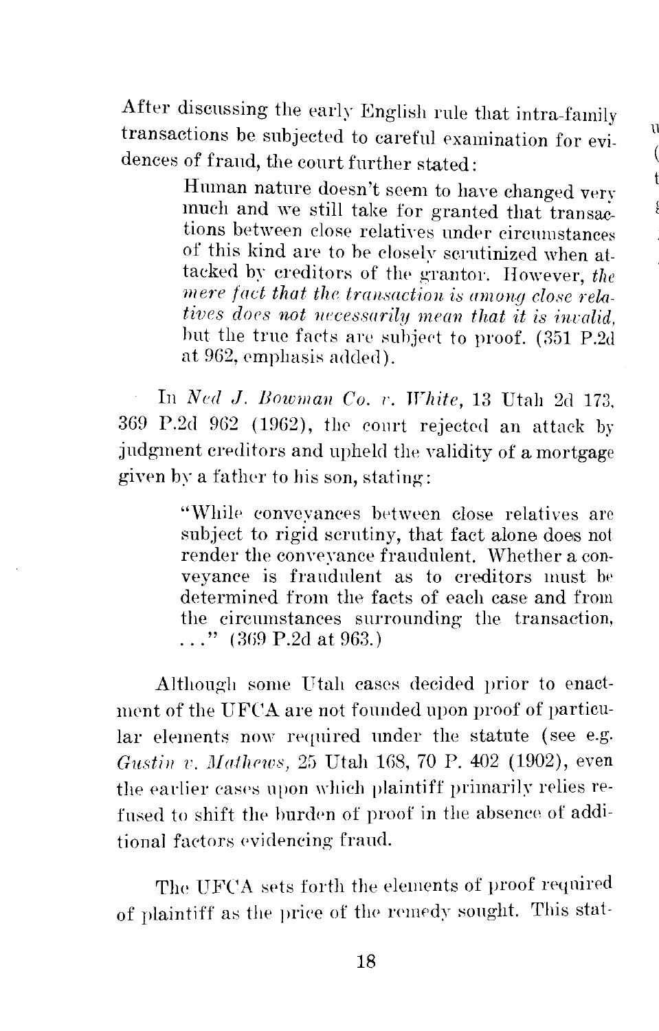After discussing the early English rule that intra-family transactions be subjected to careful examination for evidences of fraud, the court further stated:

> Human nature doesn't seem to have changed very much and we still take for granted that transactions between close relatives under circumstances of this kind are to be closely scrutinized when attacked by creditors of the grantor. However, *the mere fact that the transaction is among close relatives does not necessarily mean that it is invalid,* but the true facts are subject to proof. (351 P.2d at 962, emphasis added).

In *Ned J. Bowman Co. v. White,* 13 Utah 2d 173, 369 P.2d 962 (1962), the court rejected an attack by judgment creditors and upheld the validity of a mortgage given by a father to his son, stating:

> "While conveyances between close relatives are subject to rigid scrutiny, that fact alone does not render the conveyance fraudulent. Whether a conveyance is fraudulent as to creditors must be determined from the facts of each case and from the circumstances surrounding the transaction, . . ." (369 P.2d at 963.)

Although some Utah cases decided prior to enactment of the UFCA are not founded upon proof of particular elements now required under the statute (see e.g. *Gustin v. Mathews,* 25 Utah 168, 70 P. 402 (1902), even the earlier cases upon which plaintiff primarily relies refused to shift the burden of proof in the absence of additional factors evidencing fraud.

The UFCA sets forth the elements of proof required of plaintiff as the price of the remedy sought. This stat-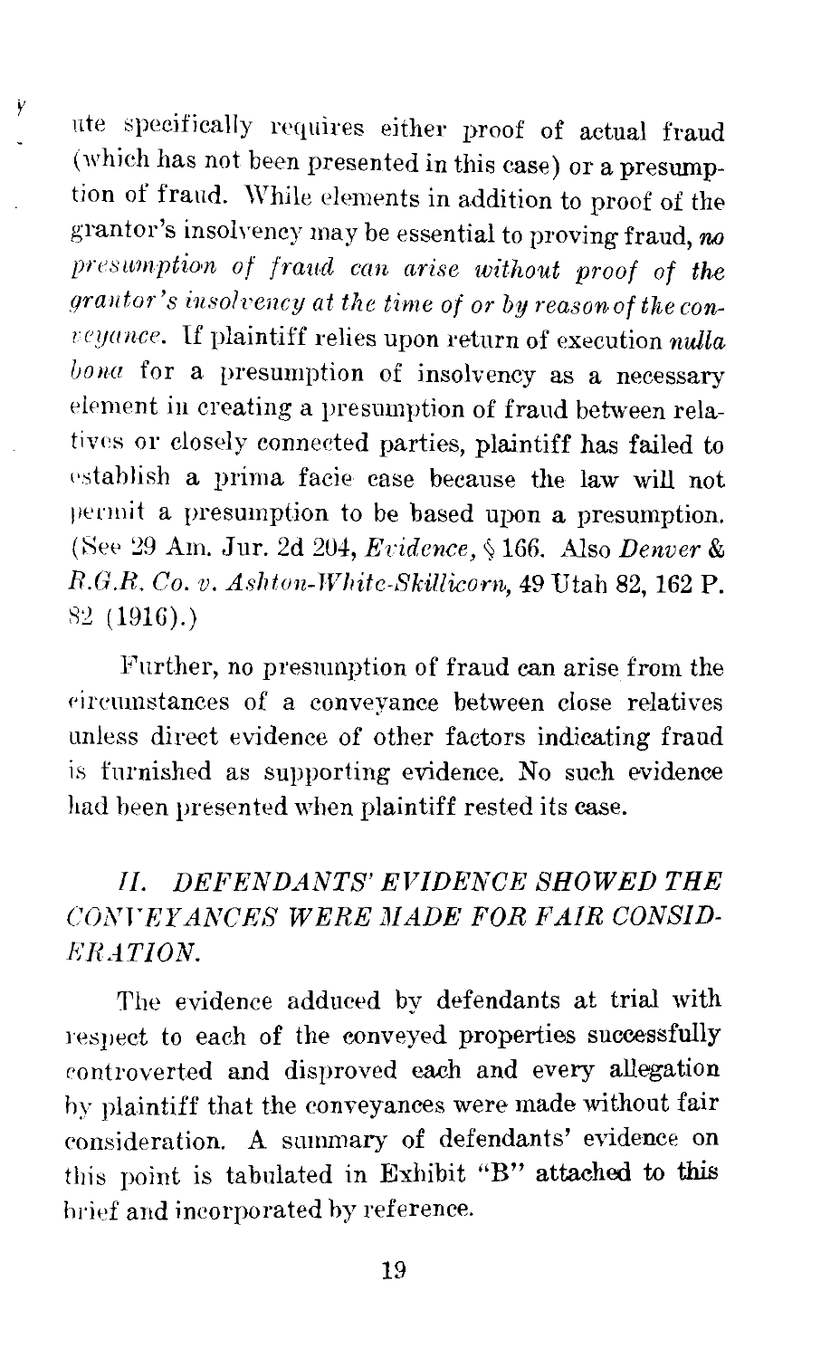ute specifically requires either proof of actual fraud (which has not been presented in this case) or a presumption of fraud. While elements in addition to proof of the grantor's insolvency may be essential to proving fraud, *no presumption of fraud can arise without proof of the grantor's insolvency at the time of or by reason of the conveyance.* If plaintiff relies upon return of execution *nulla bona* for a presumption of insolvency as a necessary element in creating a presumption of fraud between relatives or closely connected parties, plaintiff has failed to establish a prima facie case because the law will not permit a presumption to be based upon a presumption. (See 29 Am. Jur. 2d 204, *Evidence*, § 166. Also *Denver & R.G.R. Co. v. Ashton-White-Skillicorn*, 49 Utah 82, 162 P. 82 (1916).)

Further, no presumption of fraud can arise from the circumstances of a conveyance between close relatives unless direct evidence of other factors indicating fraud is furnished as supporting evidence. No such evidence had been presented when plaintiff rested its case.

## *II. DEFENDANTS' EVIDENCE SHOWED THE CONVEYANCES WERE MADE FOR FAIR CONSIDERATION.*

The evidence adduced by defendants at trial with respect to each of the conveyed properties successfully controverted and disproved each and every allegation by plaintiff that the conveyances were made without fair consideration. A summary of defendants' evidence on this point is tabulated in Exhibit "B" attached to this brief and incorporated by reference.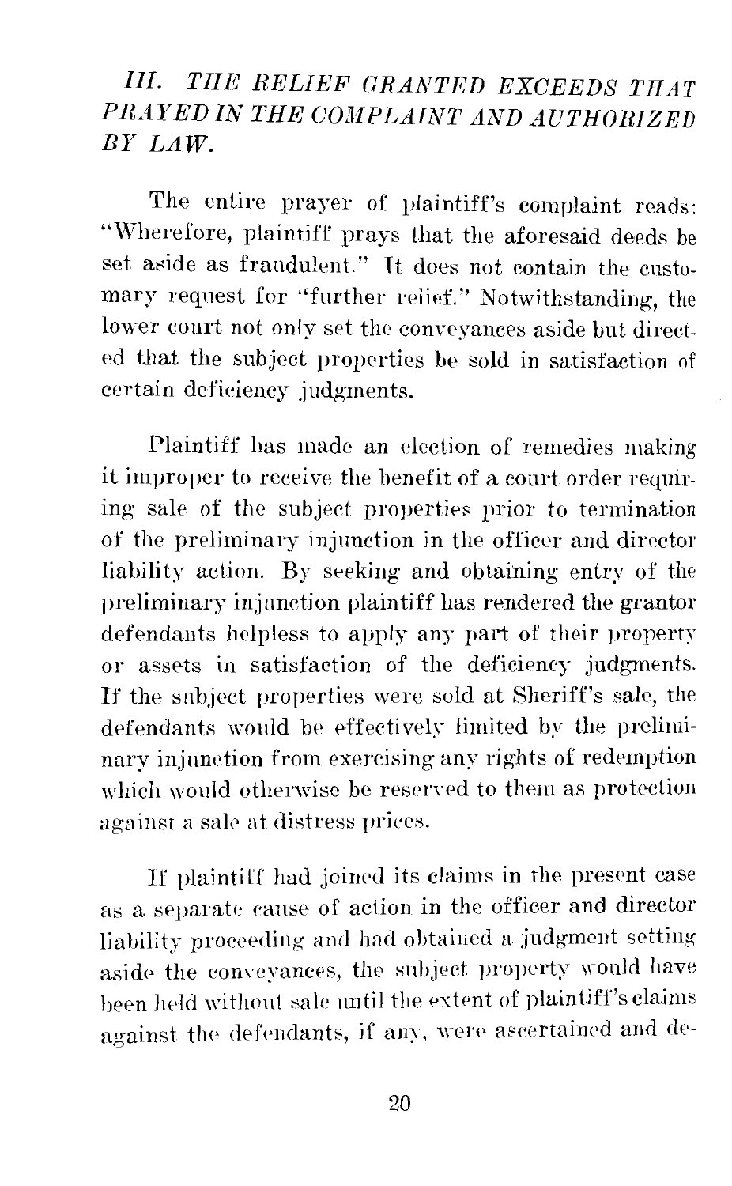## *III. THE RELIEF GRANTED EXCEEDS THAT PRAYED IN THE COMPLAINT AND AUTHORIZED BY LAW.*

The entire prayer of plaintiff's complaint reads: "Wherefore, plaintiff prays that the aforesaid deeds be set aside as fraudulent." It does not contain the customary request for "further relief." Notwithstanding, the lower court not only set the conveyances aside but directed that the subject properties be sold in satisfaction of certain deficiency judgments.

Plaintiff has made an election of remedies making it improper to receive the benefit of a court order requiring sale of the subject properties prior to termination of the preliminary injunction in the officer and director liability action. By seeking and obtaining entry of the preliminary injunction plaintiff has rendered the grantor defendants helpless to apply any part of their property or assets in satisfaction of the deficiency judgments. If the subject properties were sold at Sheriff's sale, the defendants would be effectively limited by the preliminary injunction from exercising any rights of redemption which would otherwise be reserved to them as protection against a sale at distress prices.

If plaintiff had joined its claims in the present case as a separate cause of action in the officer and director liability proceeding and had obtained a judgment setting aside the conveyances, the subject property would have been held without sale until the extent of plaintiff's claims against the defendants, if any, were ascertained and de-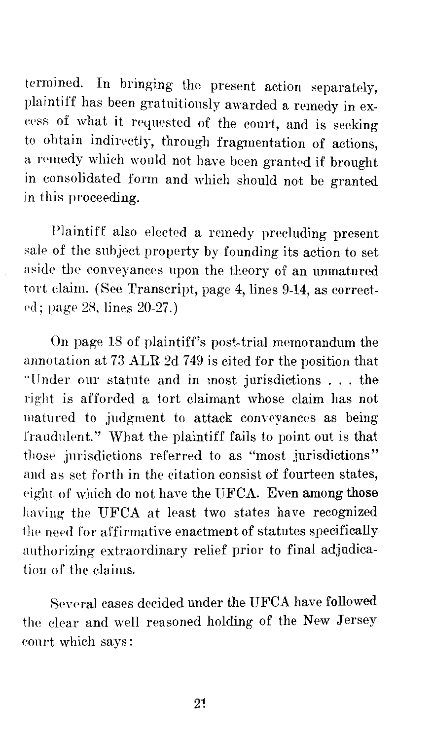termined. In bringing the present action separately, plaintiff has been gratuitously awarded a remedy in excess of what it requested of the court, and is seeking to obtain indirectly, through fragmentation of actions, a remedy which would not have been granted if brought in consolidated form and which should not be granted in this proceeding.

Plaintiff also elected a remedy precluding present sale of the subject property by founding its action to set aside the conveyances upon the theory of an unmatured tort claim. (See Transcript, page 4, lines 9-14, as corrected; page 28, lines 20-27.)

On page 18 of plaintiff's post-trial memorandum the annotation at 73 ALR 2d 749 is cited for the position that "Under our statute and in most jurisdictions . . . the right is afforded a tort claimant whose claim has not matured to judgment to attack conveyances as being fraudulent." What the plaintiff fails to point out is that those jurisdictions referred to as "most jurisdictions" and as set forth in the citation consist of fourteen states, eight of which do not have the UFCA. Even among those having the UFCA at least two states have recognized the need for affirmative enactment of statutes specifically authorizing extraordinary relief prior to final adjudication of the claims.

Several cases decided under the UFCA have followed the clear and well reasoned holding of the New Jersey court which says: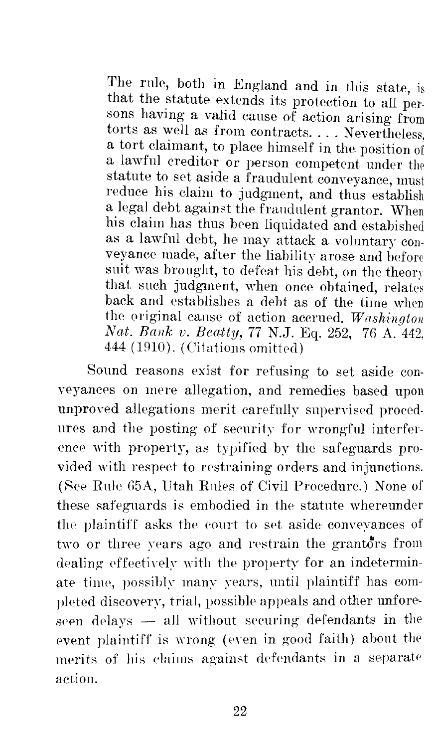> The rule, both in England and in this state, is that the statute extends its protection to all persons having a valid cause of action arising from torts as well as from contracts. . . . Nevertheless, a tort claimant, to place himself in the position of a lawful creditor or person competent under the statute to set aside a fraudulent conveyance, must reduce his claim to judgment, and thus establish a legal debt against the fraudulent grantor. When his claim has thus been liquidated and estabished as a lawful debt, he may attack a voluntary conveyance made, after the liability arose and before suit was brought, to defeat his debt, on the theory that such judgment, when once obtained, relates back and establishes a debt as of the time when the original cause of action accrued. *Washington Nat. Bank v. Beatty*, 77 N.J. Eq. 252, 76 A. 442, 444 (1910). (Citations omitted)

Sound reasons exist for refusing to set aside conveyances on mere allegation, and remedies based upon unproved allegations merit carefully supervised procedures and the posting of security for wrongful interference with property, as typified by the safeguards provided with respect to restraining orders and injunctions. (See Rule 65A, Utah Rules of Civil Procedure.) None of these safeguards is embodied in the statute whereunder the plaintiff asks the court to set aside conveyances of two or three years ago and restrain the grantors from dealing effectively with the property for an indeterminate time, possibly many years, until plaintiff has completed discovery, trial, possible appeals and other unforeseen delays — all without securing defendants in the event plaintiff is wrong (even in good faith) about the merits of his claims against defendants in a separate action.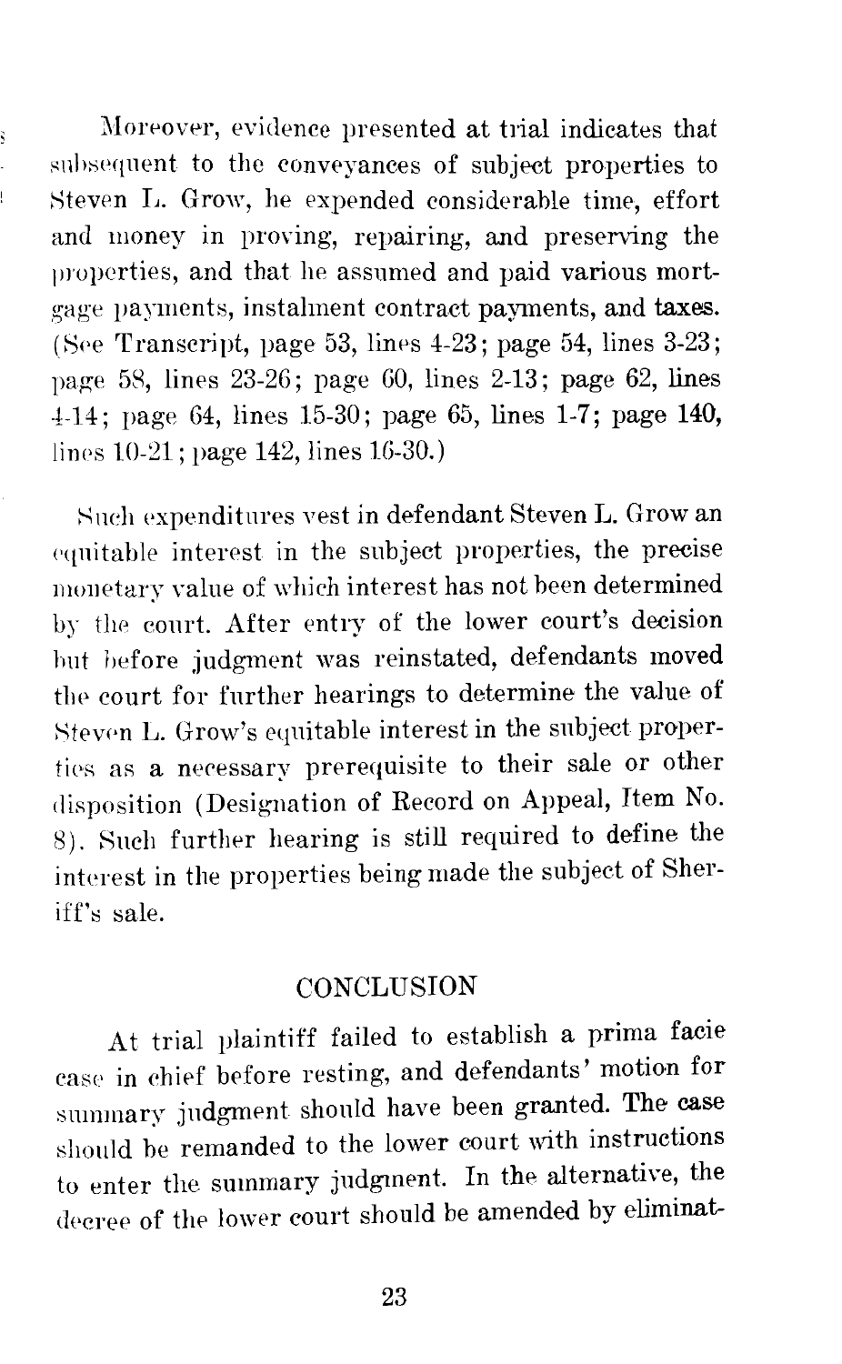Moreover, evidence presented at trial indicates that subsequent to the conveyances of subject properties to Steven L. Grow, he expended considerable time, effort and money in proving, repairing, and preserving the properties, and that he assumed and paid various mortgage payments, instalment contract payments, and taxes. (See Transcript, page 53, lines 4-23; page 54, lines 3-23; page 58, lines 23-26; page 60, lines 2-13; page 62, lines 4-14; page 64, lines 15-30; page 65, lines 1-7; page 140, lines 10-21; page 142, lines 16-30.)

Such expenditures vest in defendant Steven L. Grow an equitable interest in the subject properties, the precise monetary value of which interest has not been determined by the court. After entry of the lower court's decision but before judgment was reinstated, defendants moved the court for further hearings to determine the value of Steven L. Grow's equitable interest in the subject properties as a necessary prerequisite to their sale or other disposition (Designation of Record on Appeal, Item No. 8). Such further hearing is still required to define the interest in the properties being made the subject of Sheriff's sale.

## CONCLUSION

At trial plaintiff failed to establish a prima facie case in chief before resting, and defendants' motion for summary judgment should have been granted. The case should be remanded to the lower court with instructions to enter the summary judgnent. In the alternative, the decree of the lower court should be amended by eliminat-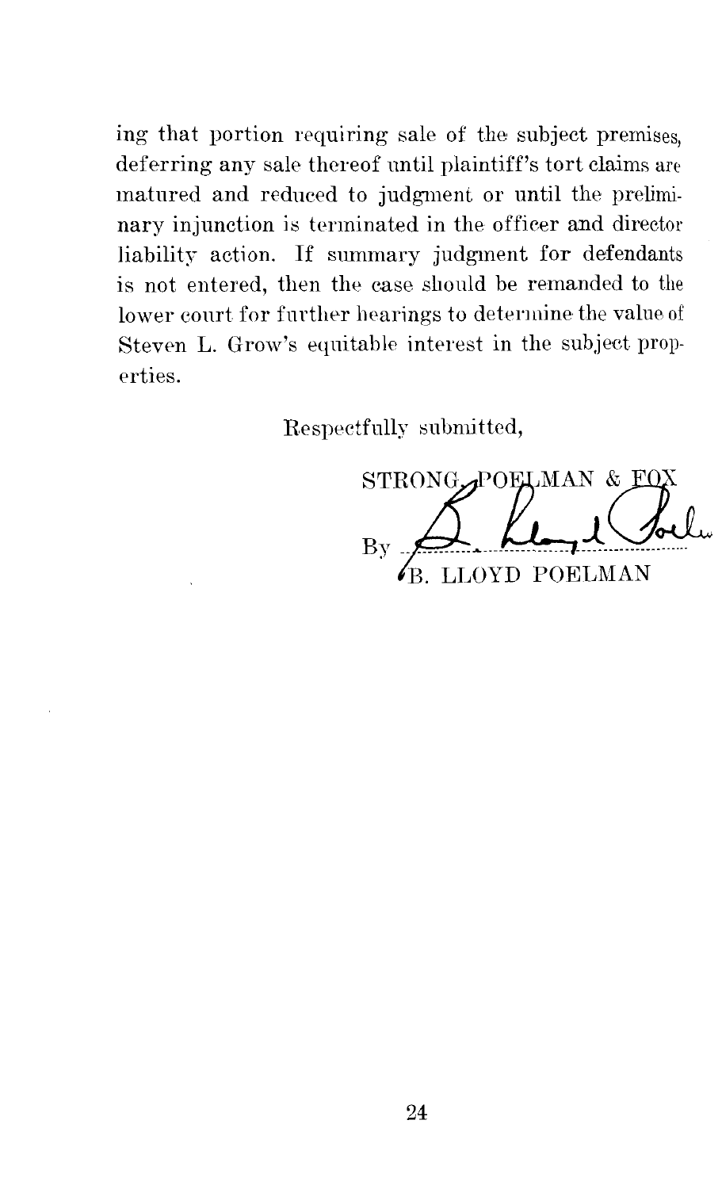ing that portion requiring sale of the subject premises, deferring any sale thereof until plaintiff's tort claims are matured and reduced to judgment or until the preliminary injunction is terminated in the officer and director liability action. If summary judgment for defendants is not entered, then the case should be remanded to the lower court for further hearings to determine the value of Steven L. Grow's equitable interest in the subject properties.

Respectfully submitted,

STRONG, POELMAN & FOX

By ____________________

B. LLOYD POELMAN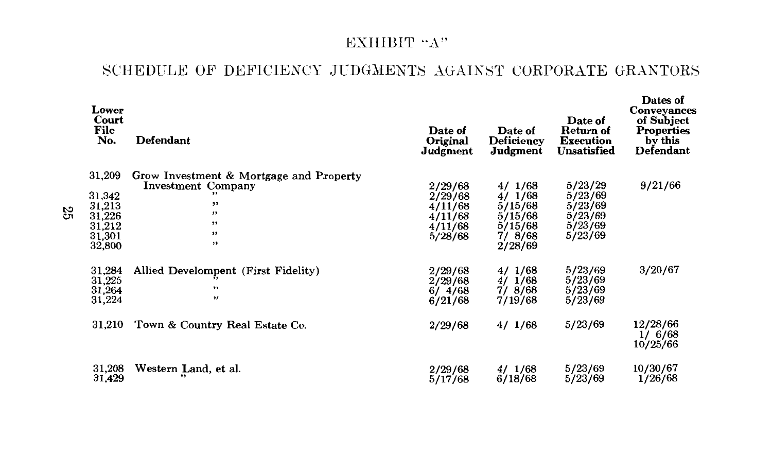# EXHIBIT "A"

## SCHEDULE OF DEFICIENCY JUDGMENTS AGAINST CORPORATE GRANTORS

| Lower Court File No. | Defendant | Date of Original Judgment | Date of Deficiency Judgment | Date of Return of Execution Unsatisfied | Dates of Conveyances of Subject Properties by this Defendant |
|---|---|---|---|---|---|
| 31,209 | Grow Investment & Mortgage and Property Investment Company | 2/29/68 | 4/ 1/68 | 5/23/29 | 9/21/66 |
| 31,342 | " | 2/29/68 | 4/ 1/68 | 5/23/69 | |
| 31,213 | " | 4/11/68 | 5/15/68 | 5/23/69 | |
| 31,226 | " | 4/11/68 | 5/15/68 | 5/23/69 | |
| 31,212 | " | 4/11/68 | 5/15/68 | 5/23/69 | |
| 31,301 | " | 5/28/68 | 7/ 8/68 | 5/23/69 | |
| 32,800 | " | | 2/28/69 | | |
| 31,284 | Allied Develompent (First Fidelity) | 2/29/68 | 4/ 1/68 | 5/23/69 | 3/20/67 |
| 31,225 | " | 2/29/68 | 4/ 1/68 | 5/23/69 | |
| 31,264 | " | 6/ 4/68 | 7/ 8/68 | 5/23/69 | |
| 31,224 | " | 6/21/68 | 7/19/68 | 5/23/69 | |
| 31,210 | Town & Country Real Estate Co. | 2/29/68 | 4/ 1/68 | 5/23/69 | 12/28/66<br>1/ 6/68<br>10/25/66 |
| 31,208 | Western Land, et al. | 2/29/68 | 4/ 1/68 | 5/23/69 | 10/30/67 |
| 31,429 | " | 5/17/68 | 6/18/68 | 5/23/69 | 1/26/68 |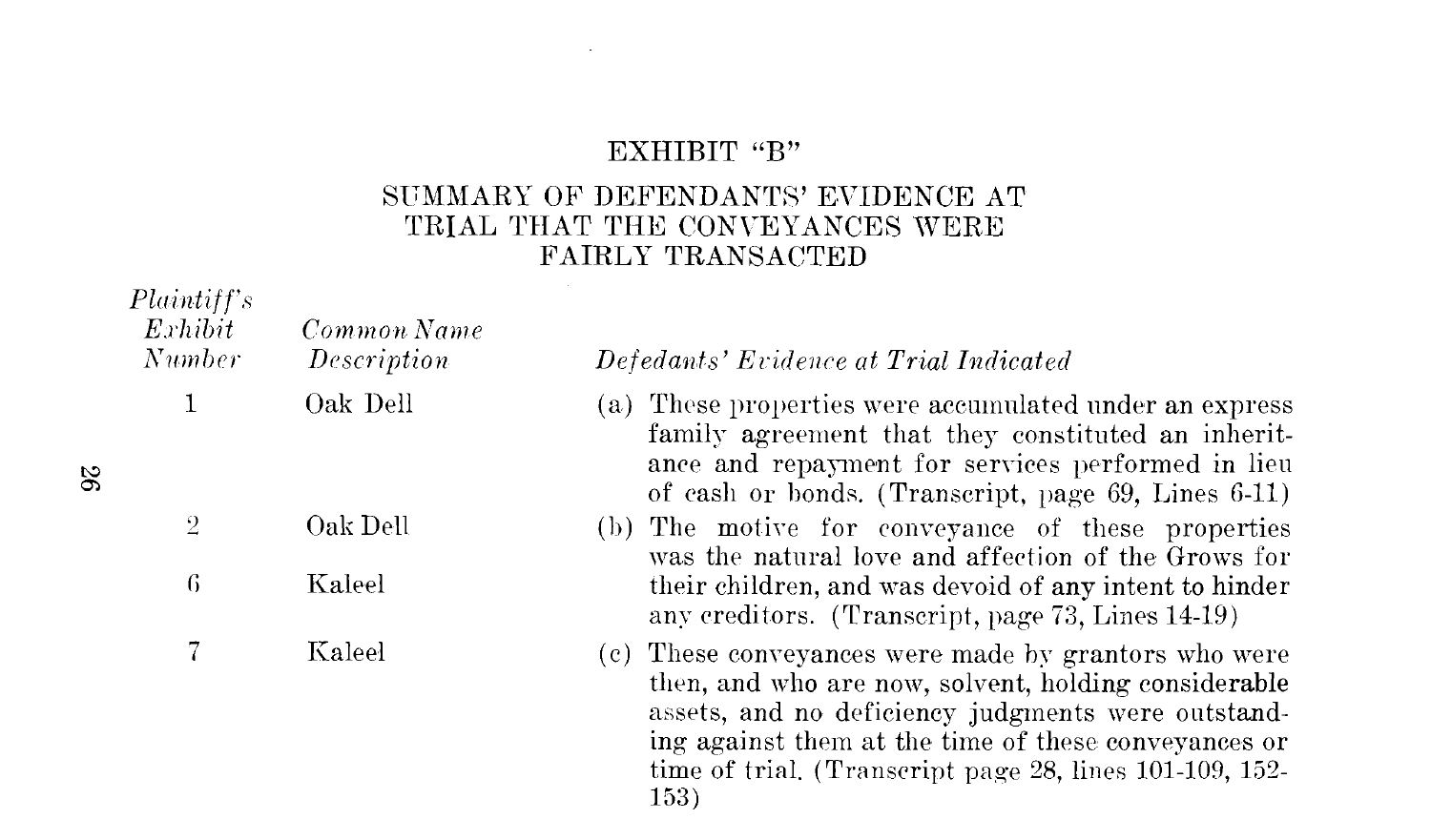# EXHIBIT "B"

## SUMMARY OF DEFENDANTS' EVIDENCE AT TRIAL THAT THE CONVEYANCES WERE FAIRLY TRANSACTED

| *Plaintiff's Exhibit Number* | *Common Name Description* | *Defedants' Evidence at Trial Indicated* |
|---|---|---|
| 1 | Oak Dell | (a) These properties were accumulated under an express family agreement that they constituted an inheritance and repayment for services performed in lieu of cash or bonds. (Transcript, page 69, Lines 6-11) |
| 2 | Oak Dell | (b) The motive for conveyance of these properties was the natural love and affection of the Grows for their children, and was devoid of any intent to hinder any creditors. (Transcript, page 73, Lines 14-19) |
| 6 | Kaleel | |
| 7 | Kaleel | (c) These conveyances were made by grantors who were then, and who are now, solvent, holding considerable assets, and no deficiency judgments were outstanding against them at the time of these conveyances or time of trial. (Transcript page 28, lines 101-109, 152-153) |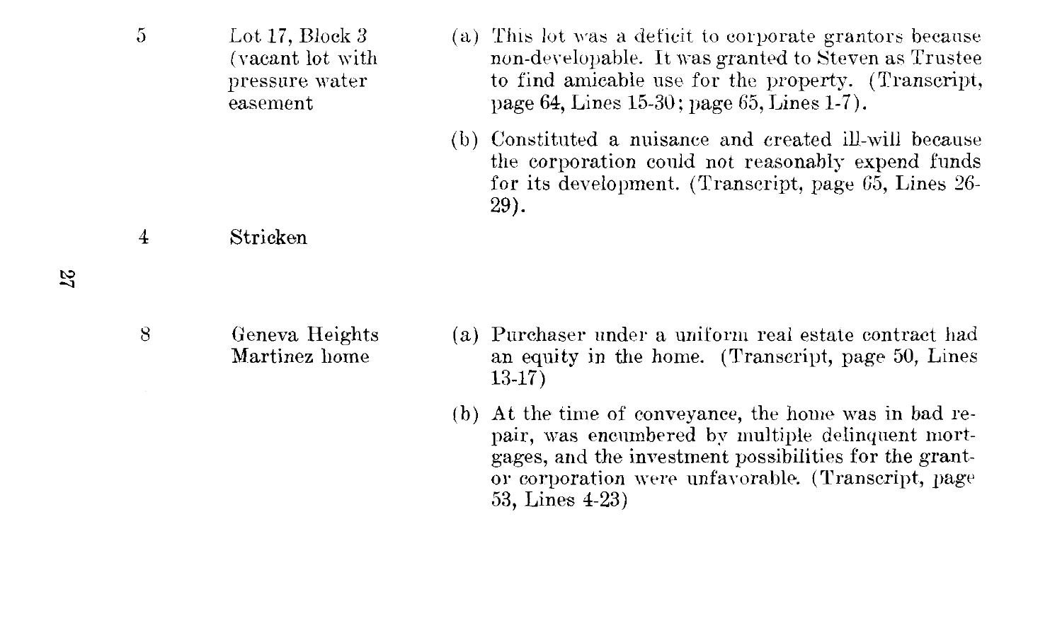| | | |
|---|---|---|
| 5 | Lot 17, Block 3 (vacant lot with pressure water easement | (a) This lot was a deficit to corporate grantors because non-developable. It was granted to Steven as Trustee to find amicable use for the property. (Transcript, page 64, Lines 15-30; page 65, Lines 1-7). (b) Constituted a nuisance and created ill-will because the corporation could not reasonably expend funds for its development. (Transcript, page 65, Lines 26-29). |
| 4 | Stricken | |
| 8 | Geneva Heights Martinez home | (a) Purchaser under a uniform real estate contract had an equity in the home. (Transcript, page 50, Lines 13-17) (b) At the time of conveyance, the home was in bad repair, was encumbered by multiple delinquent mortgages, and the investment possibilities for the grantor corporation were unfavorable. (Transcript, page 53, Lines 4-23) |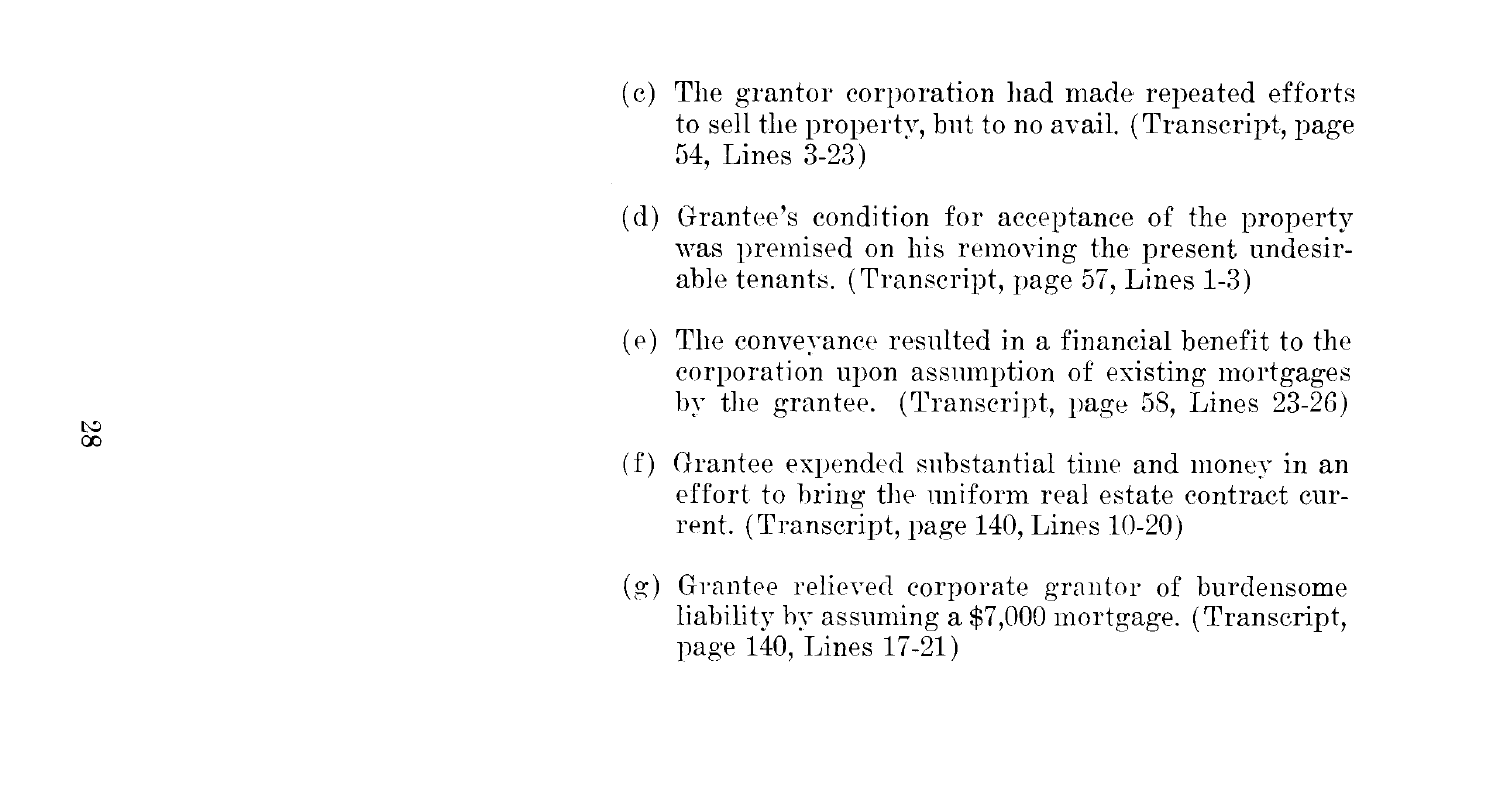(c) The grantor corporation had made repeated efforts to sell the property, but to no avail. (Transcript, page 54, Lines 3-23)

(d) Grantee's condition for acceptance of the property was premised on his removing the present undesirable tenants. (Transcript, page 57, Lines 1-3)

(e) The conveyance resulted in a financial benefit to the corporation upon assumption of existing mortgages by the grantee. (Transcript, page 58, Lines 23-26)

(f) Grantee expended substantial time and money in an effort to bring the uniform real estate contract current. (Transcript, page 140, Lines 10-20)

(g) Grantee relieved corporate grantor of burdensome liability by assuming a $7,000 mortgage. (Transcript, page 140, Lines 17-21)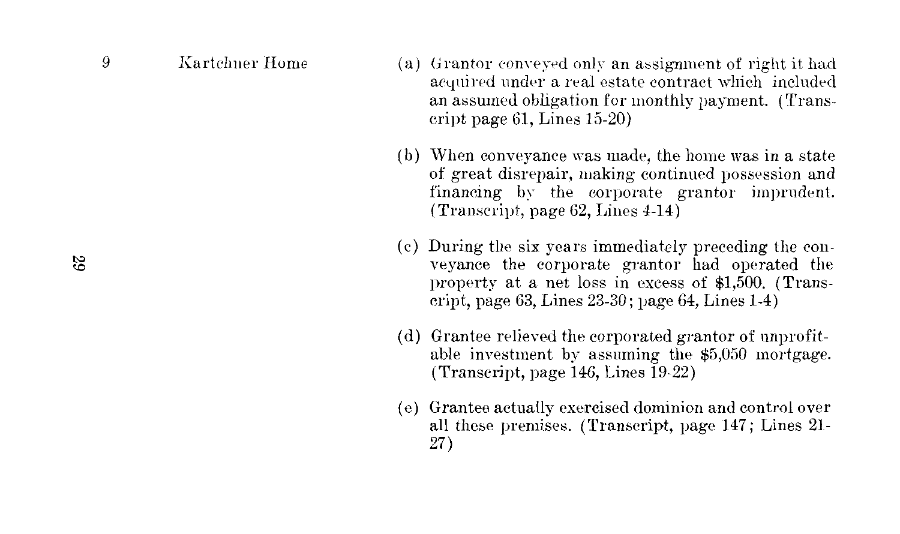| | | |
|---|---|---|
| 9 | Kartchner Home | (a) Grantor conveyed only an assignment of right it had acquired under a real estate contract which included an assumed obligation for monthly payment. (Transcript page 61, Lines 15-20) |
| | | (b) When conveyance was made, the home was in a state of great disrepair, making continued possession and financing by the corporate grantor imprudent. (Transcript, page 62, Lines 4-14) |
| | | (c) During the six years immediately preceding the conveyance the corporate grantor had operated the property at a net loss in excess of $1,500. (Transcript, page 63, Lines 23-30; page 64, Lines 1-4) |
| | | (d) Grantee relieved the corporated grantor of unprofitable investment by assuming the $5,050 mortgage. (Transcript, page 146, Lines 19-22) |
| | | (e) Grantee actually exercised dominion and control over all these premises. (Transcript, page 147; Lines 21-27) |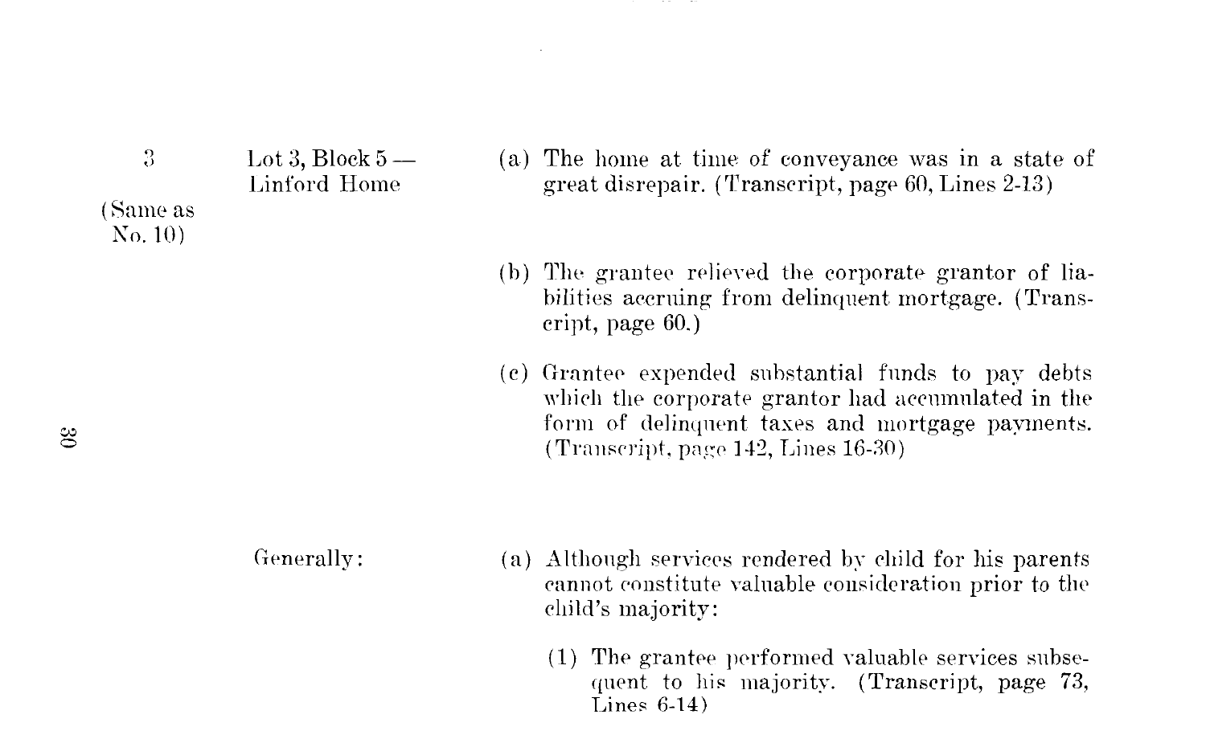| | | |
|---|---|---|
| 3<br><br>(Same as No. 10) | Lot 3, Block 5 — Linford Home | (a) The home at time of conveyance was in a state of great disrepair. (Transcript, page 60, Lines 2-13) |
| | | (b) The grantee relieved the corporate grantor of liabilities accruing from delinquent mortgage. (Transcript, page 60.) |
| | | (c) Grantee expended substantial funds to pay debts which the corporate grantor had accumulated in the form of delinquent taxes and mortgage payments. (Transcript, page 142, Lines 16-30) |
| | Generally: | (a) Although services rendered by child for his parents cannot constitute valuable consideration prior to the child's majority:<br><br>(1) The grantee performed valuable services subsequent to his majority. (Transcript, page 73, Lines 6-14) |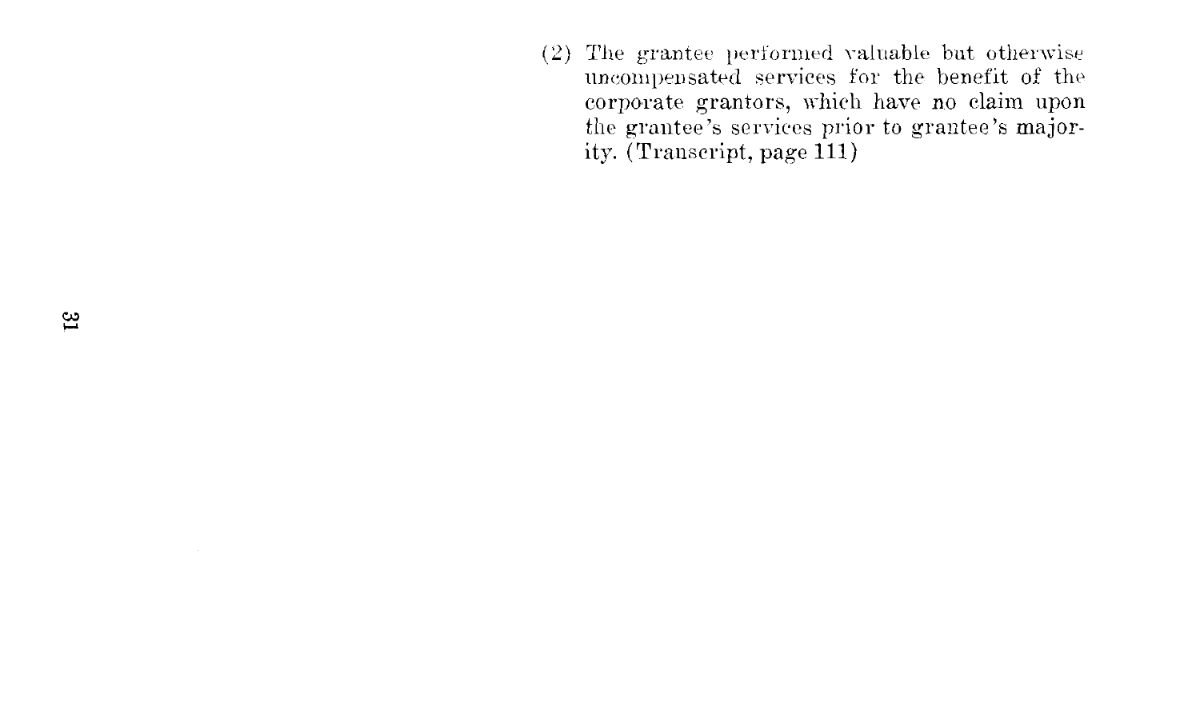(2) The grantee performed valuable but otherwise uncompensated services for the benefit of the corporate grantors, which have no claim upon the grantee's services prior to grantee's majority. (Transcript, page 111)